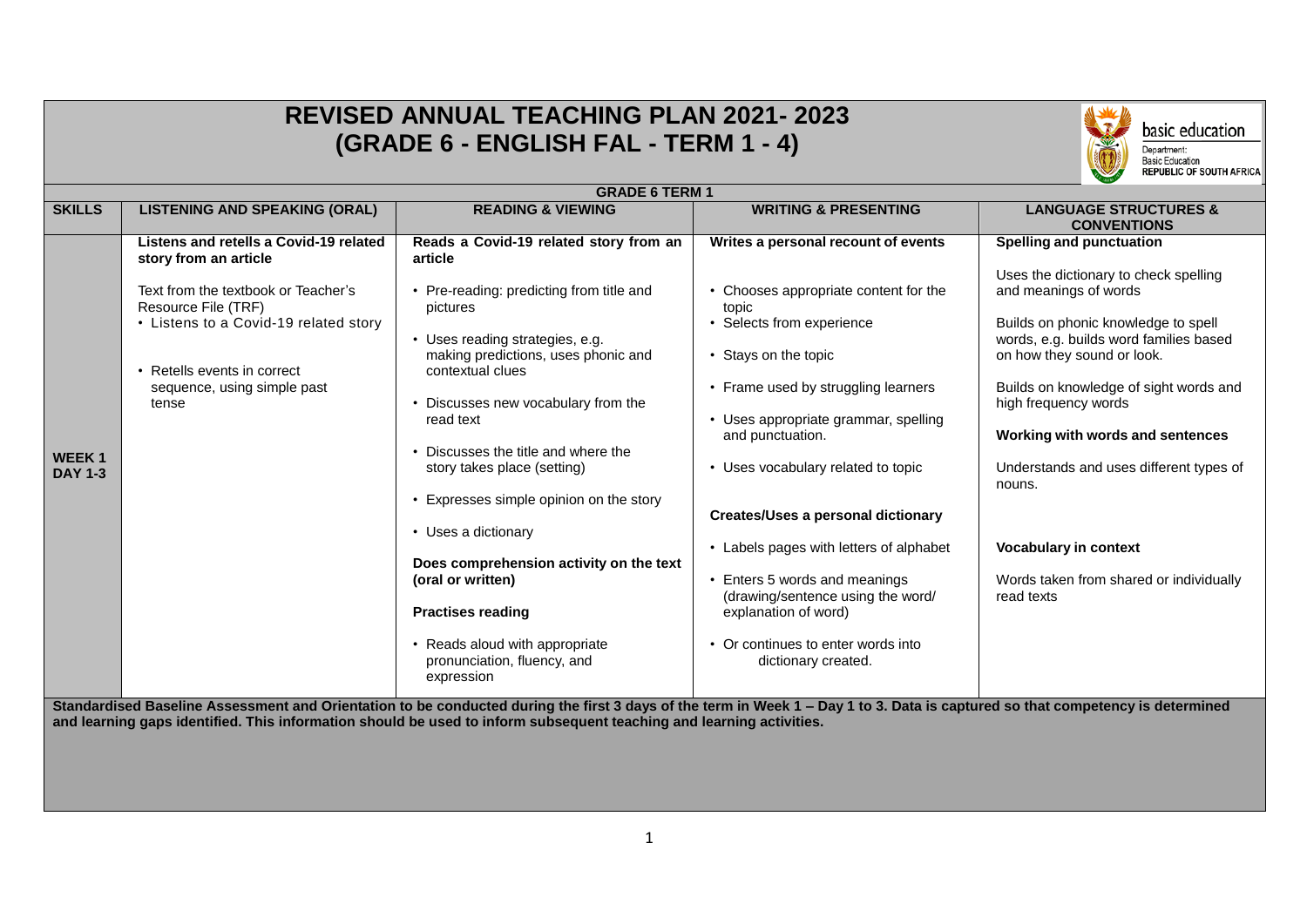# REVISED ANNUAL TEACHING PLAN 2021- 2023
# (GRADE 6 - ENGLISH FAL - TERM 1 - 4)

basic education

Department: Basic Education
REPUBLIC OF SOUTH AFRICA

| GRADE 6 TERM 1 | | | | |
|---|---|---|---|---|
| **SKILLS** | **LISTENING AND SPEAKING (ORAL)** | **READING & VIEWING** | **WRITING & PRESENTING** | **LANGUAGE STRUCTURES & CONVENTIONS** |
| **WEEK 1 DAY 1-3** | **Listens and retells a Covid-19 related story from an article**<br><br>Text from the textbook or Teacher's Resource File (TRF)<br>• Listens to a Covid-19 related story<br><br>• Retells events in correct sequence, using simple past tense | **Reads a Covid-19 related story from an article**<br><br>• Pre-reading: predicting from title and pictures<br><br>• Uses reading strategies, e.g. making predictions, uses phonic and contextual clues<br><br>• Discusses new vocabulary from the read text<br><br>• Discusses the title and where the story takes place (setting)<br><br>• Expresses simple opinion on the story<br><br>• Uses a dictionary<br><br>**Does comprehension activity on the text (oral or written)**<br><br>**Practises reading**<br><br>• Reads aloud with appropriate pronunciation, fluency, and expression | **Writes a personal recount of events**<br><br>• Chooses appropriate content for the topic<br>• Selects from experience<br><br>• Stays on the topic<br><br>• Frame used by struggling learners<br><br>• Uses appropriate grammar, spelling and punctuation.<br><br>• Uses vocabulary related to topic<br><br>**Creates/Uses a personal dictionary**<br><br>• Labels pages with letters of alphabet<br><br>• Enters 5 words and meanings (drawing/sentence using the word/ explanation of word)<br><br>• Or continues to enter words into dictionary created. | **Spelling and punctuation**<br><br>Uses the dictionary to check spelling and meanings of words<br><br>Builds on phonic knowledge to spell words, e.g. builds word families based on how they sound or look.<br><br>Builds on knowledge of sight words and high frequency words<br><br>**Working with words and sentences**<br><br>Understands and uses different types of nouns.<br><br>**Vocabulary in context**<br><br>Words taken from shared or individually read texts |

**Standardised Baseline Assessment and Orientation to be conducted during the first 3 days of the term in Week 1 – Day 1 to 3. Data is captured so that competency is determined and learning gaps identified. This information should be used to inform subsequent teaching and learning activities.**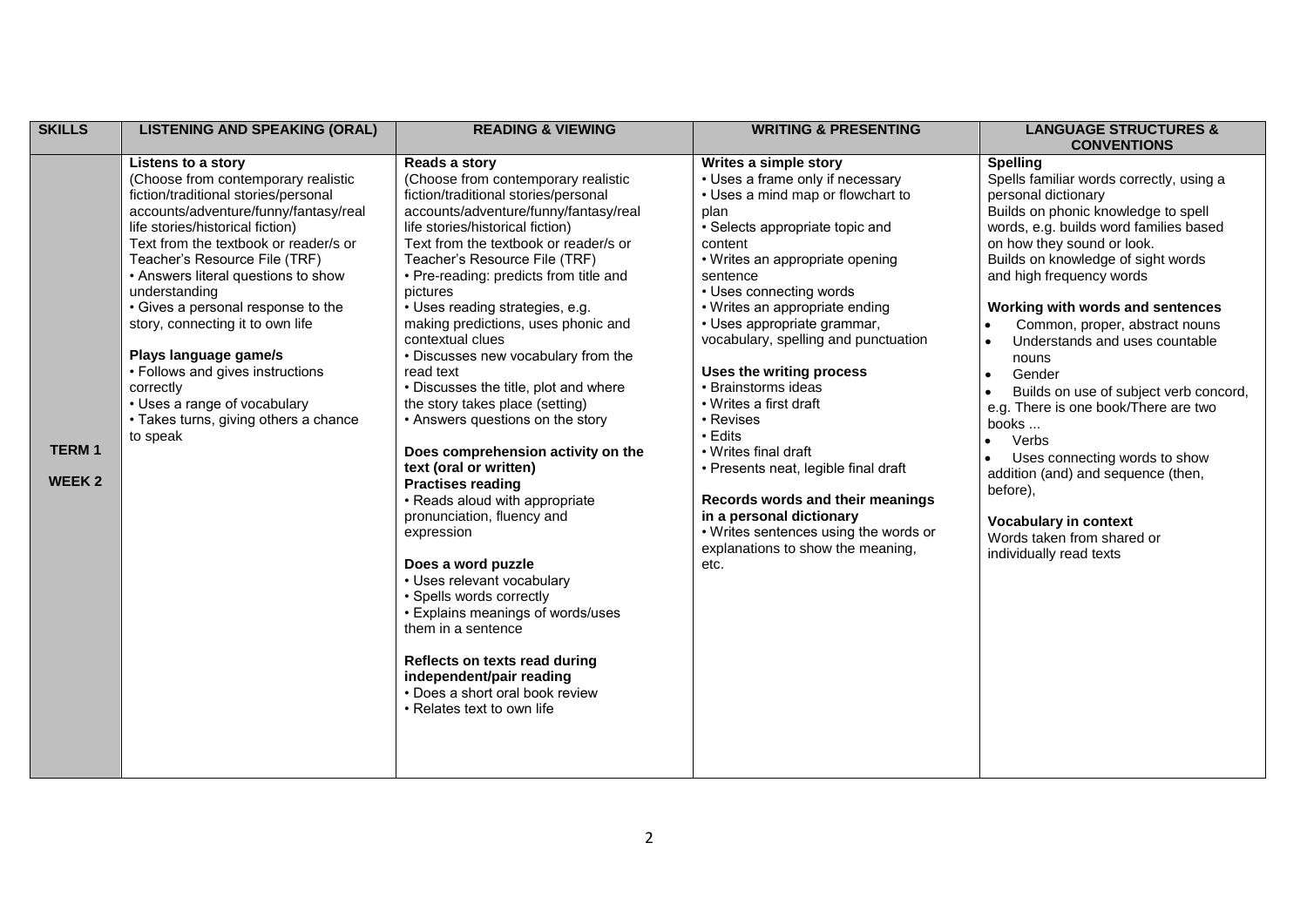| SKILLS | LISTENING AND SPEAKING (ORAL) | READING & VIEWING | WRITING & PRESENTING | LANGUAGE STRUCTURES & CONVENTIONS |
|---|---|---|---|---|
| **TERM 1**<br><br>**WEEK 2** | **Listens to a story**<br>(Choose from contemporary realistic fiction/traditional stories/personal accounts/adventure/funny/fantasy/real life stories/historical fiction)<br>Text from the textbook or reader/s or Teacher's Resource File (TRF)<br>• Answers literal questions to show understanding<br>• Gives a personal response to the story, connecting it to own life<br><br>**Plays language game/s**<br>• Follows and gives instructions correctly<br>• Uses a range of vocabulary<br>• Takes turns, giving others a chance to speak | **Reads a story**<br>(Choose from contemporary realistic fiction/traditional stories/personal accounts/adventure/funny/fantasy/real life stories/historical fiction)<br>Text from the textbook or reader/s or Teacher's Resource File (TRF)<br>• Pre-reading: predicts from title and pictures<br>• Uses reading strategies, e.g. making predictions, uses phonic and contextual clues<br>• Discusses new vocabulary from the read text<br>• Discusses the title, plot and where the story takes place (setting)<br>• Answers questions on the story<br><br>**Does comprehension activity on the text (oral or written)**<br>**Practises reading**<br>• Reads aloud with appropriate pronunciation, fluency and expression<br><br>**Does a word puzzle**<br>• Uses relevant vocabulary<br>• Spells words correctly<br>• Explains meanings of words/uses them in a sentence<br><br>**Reflects on texts read during independent/pair reading**<br>• Does a short oral book review<br>• Relates text to own life | **Writes a simple story**<br>• Uses a frame only if necessary<br>• Uses a mind map or flowchart to plan<br>• Selects appropriate topic and content<br>• Writes an appropriate opening sentence<br>• Uses connecting words<br>• Writes an appropriate ending<br>• Uses appropriate grammar, vocabulary, spelling and punctuation<br><br>**Uses the writing process**<br>• Brainstorms ideas<br>• Writes a first draft<br>• Revises<br>• Edits<br>• Writes final draft<br>• Presents neat, legible final draft<br><br>**Records words and their meanings in a personal dictionary**<br>• Writes sentences using the words or explanations to show the meaning, etc. | **Spelling**<br>Spells familiar words correctly, using a personal dictionary<br>Builds on phonic knowledge to spell words, e.g. builds word families based on how they sound or look.<br>Builds on knowledge of sight words and high frequency words<br><br>**Working with words and sentences**<br>• Common, proper, abstract nouns<br>• Understands and uses countable nouns<br>• Gender<br>• Builds on use of subject verb concord, e.g. There is one book/There are two books ...<br>• Verbs<br>• Uses connecting words to show addition (and) and sequence (then, before),<br><br>**Vocabulary in context**<br>Words taken from shared or individually read texts |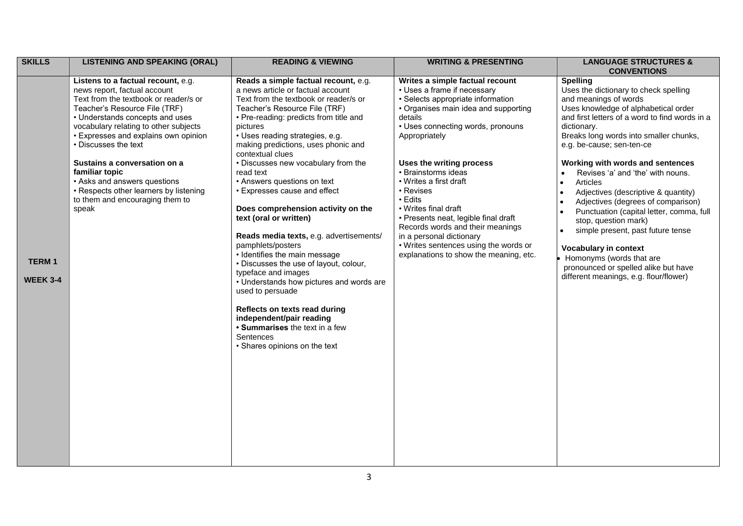| SKILLS | LISTENING AND SPEAKING (ORAL) | READING & VIEWING | WRITING & PRESENTING | LANGUAGE STRUCTURES & CONVENTIONS |
|---|---|---|---|---|
| **TERM 1**<br><br>**WEEK 3-4** | **Listens to a factual recount,** e.g. news report, factual account<br>Text from the textbook or reader/s or Teacher's Resource File (TRF)<br>• Understands concepts and uses vocabulary relating to other subjects<br>• Expresses and explains own opinion<br>• Discusses the text<br><br>**Sustains a conversation on a familiar topic**<br>• Asks and answers questions<br>• Respects other learners by listening to them and encouraging them to speak | **Reads a simple factual recount,** e.g. a news article or factual account<br>Text from the textbook or reader/s or Teacher's Resource File (TRF)<br>• Pre-reading: predicts from title and pictures<br>• Uses reading strategies, e.g. making predictions, uses phonic and contextual clues<br>• Discusses new vocabulary from the read text<br>• Answers questions on text<br>• Expresses cause and effect<br><br>**Does comprehension activity on the text (oral or written)**<br><br>**Reads media texts,** e.g. advertisements/ pamphlets/posters<br>• Identifies the main message<br>• Discusses the use of layout, colour, typeface and images<br>• Understands how pictures and words are used to persuade<br><br>**Reflects on texts read during independent/pair reading**<br>• **Summarises** the text in a few Sentences<br>• Shares opinions on the text | **Writes a simple factual recount**<br>• Uses a frame if necessary<br>• Selects appropriate information<br>• Organises main idea and supporting details<br>• Uses connecting words, pronouns Appropriately<br><br>**Uses the writing process**<br>• Brainstorms ideas<br>• Writes a first draft<br>• Revises<br>• Edits<br>• Writes final draft<br>• Presents neat, legible final draft<br>Records words and their meanings in a personal dictionary<br>• Writes sentences using the words or explanations to show the meaning, etc. | **Spelling**<br>Uses the dictionary to check spelling and meanings of words<br>Uses knowledge of alphabetical order and first letters of a word to find words in a dictionary.<br>Breaks long words into smaller chunks, e.g. be-cause; sen-ten-ce<br><br>**Working with words and sentences**<br>• Revises 'a' and 'the' with nouns.<br>• Articles<br>• Adjectives (descriptive & quantity)<br>• Adjectives (degrees of comparison)<br>• Punctuation (capital letter, comma, full stop, question mark)<br>• simple present, past future tense<br><br>**Vocabulary in context**<br>• Homonyms (words that are pronounced or spelled alike but have different meanings, e.g. flour/flower) |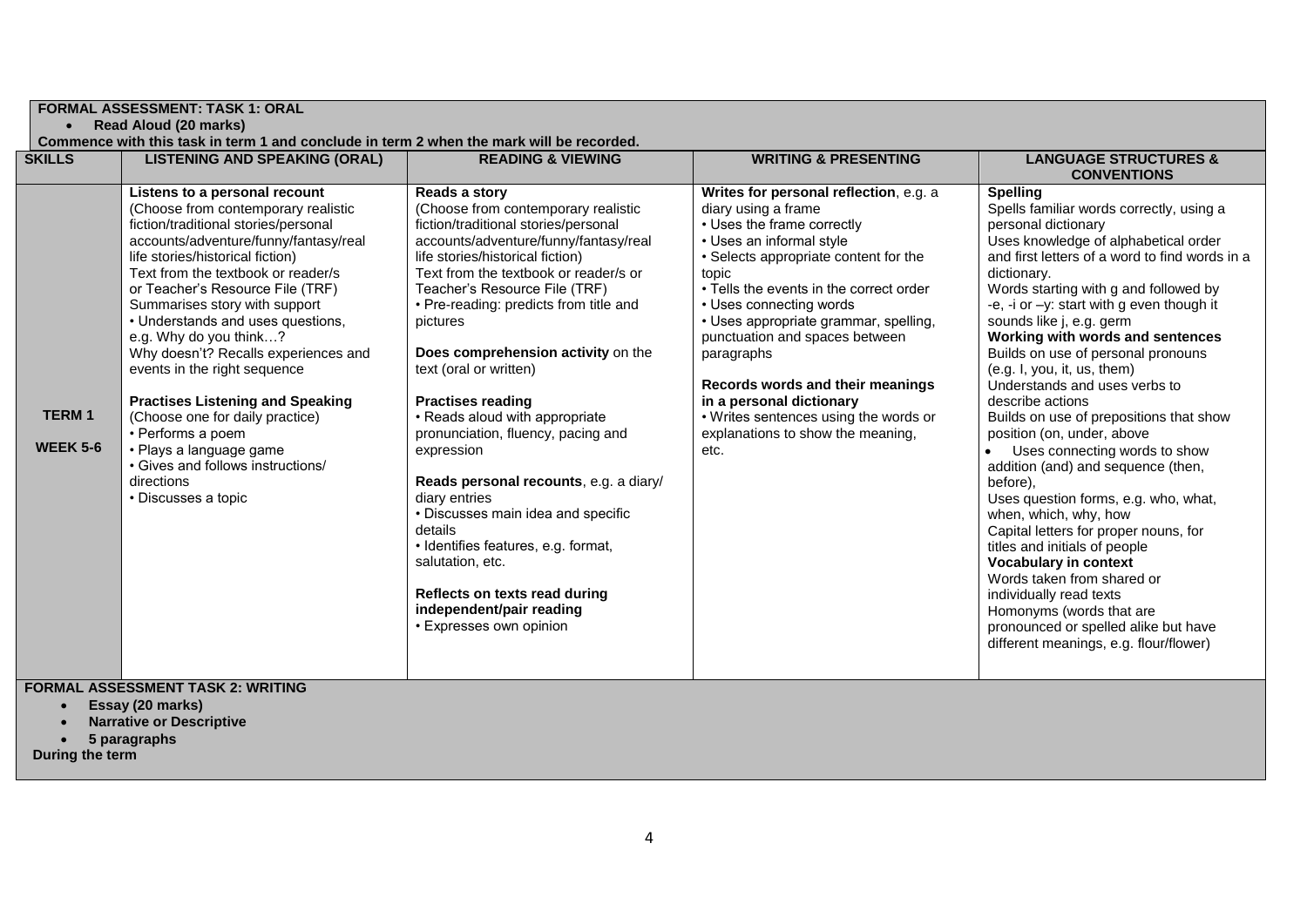**FORMAL ASSESSMENT: TASK 1: ORAL**

- **Read Aloud (20 marks)**

**Commence with this task in term 1 and conclude in term 2 when the mark will be recorded.**

| SKILLS | LISTENING AND SPEAKING (ORAL) | READING & VIEWING | WRITING & PRESENTING | LANGUAGE STRUCTURES & CONVENTIONS |
|---|---|---|---|---|
| **TERM 1**<br><br>**WEEK 5-6** | **Listens to a personal recount**<br>(Choose from contemporary realistic fiction/traditional stories/personal accounts/adventure/funny/fantasy/real life stories/historical fiction)<br>Text from the textbook or reader/s or Teacher's Resource File (TRF)<br>Summarises story with support<br>• Understands and uses questions, e.g. Why do you think…?<br>Why doesn't? Recalls experiences and events in the right sequence<br><br>**Practises Listening and Speaking**<br>(Choose one for daily practice)<br>• Performs a poem<br>• Plays a language game<br>• Gives and follows instructions/ directions<br>• Discusses a topic | **Reads a story**<br>(Choose from contemporary realistic fiction/traditional stories/personal accounts/adventure/funny/fantasy/real life stories/historical fiction)<br>Text from the textbook or reader/s or Teacher's Resource File (TRF)<br>• Pre-reading: predicts from title and pictures<br><br>**Does comprehension activity** on the text (oral or written)<br><br>**Practises reading**<br>• Reads aloud with appropriate pronunciation, fluency, pacing and expression<br><br>**Reads personal recounts**, e.g. a diary/ diary entries<br>• Discusses main idea and specific details<br>• Identifies features, e.g. format, salutation, etc.<br><br>**Reflects on texts read during independent/pair reading**<br>• Expresses own opinion | **Writes for personal reflection**, e.g. a diary using a frame<br>• Uses the frame correctly<br>• Uses an informal style<br>• Selects appropriate content for the topic<br>• Tells the events in the correct order<br>• Uses connecting words<br>• Uses appropriate grammar, spelling, punctuation and spaces between paragraphs<br><br>**Records words and their meanings in a personal dictionary**<br>• Writes sentences using the words or explanations to show the meaning, etc. | **Spelling**<br>Spells familiar words correctly, using a personal dictionary<br>Uses knowledge of alphabetical order and first letters of a word to find words in a dictionary.<br>Words starting with g and followed by -e, -i or –y: start with g even though it sounds like j, e.g. germ<br>**Working with words and sentences**<br>Builds on use of personal pronouns (e.g. I, you, it, us, them)<br>Understands and uses verbs to describe actions<br>Builds on use of prepositions that show position (on, under, above<br>• Uses connecting words to show addition (and) and sequence (then, before),<br>Uses question forms, e.g. who, what, when, which, why, how<br>Capital letters for proper nouns, for titles and initials of people<br>**Vocabulary in context**<br>Words taken from shared or individually read texts<br>Homonyms (words that are pronounced or spelled alike but have different meanings, e.g. flour/flower) |

**FORMAL ASSESSMENT TASK 2: WRITING**

- **Essay (20 marks)**
- **Narrative or Descriptive**
- **5 paragraphs**

**During the term**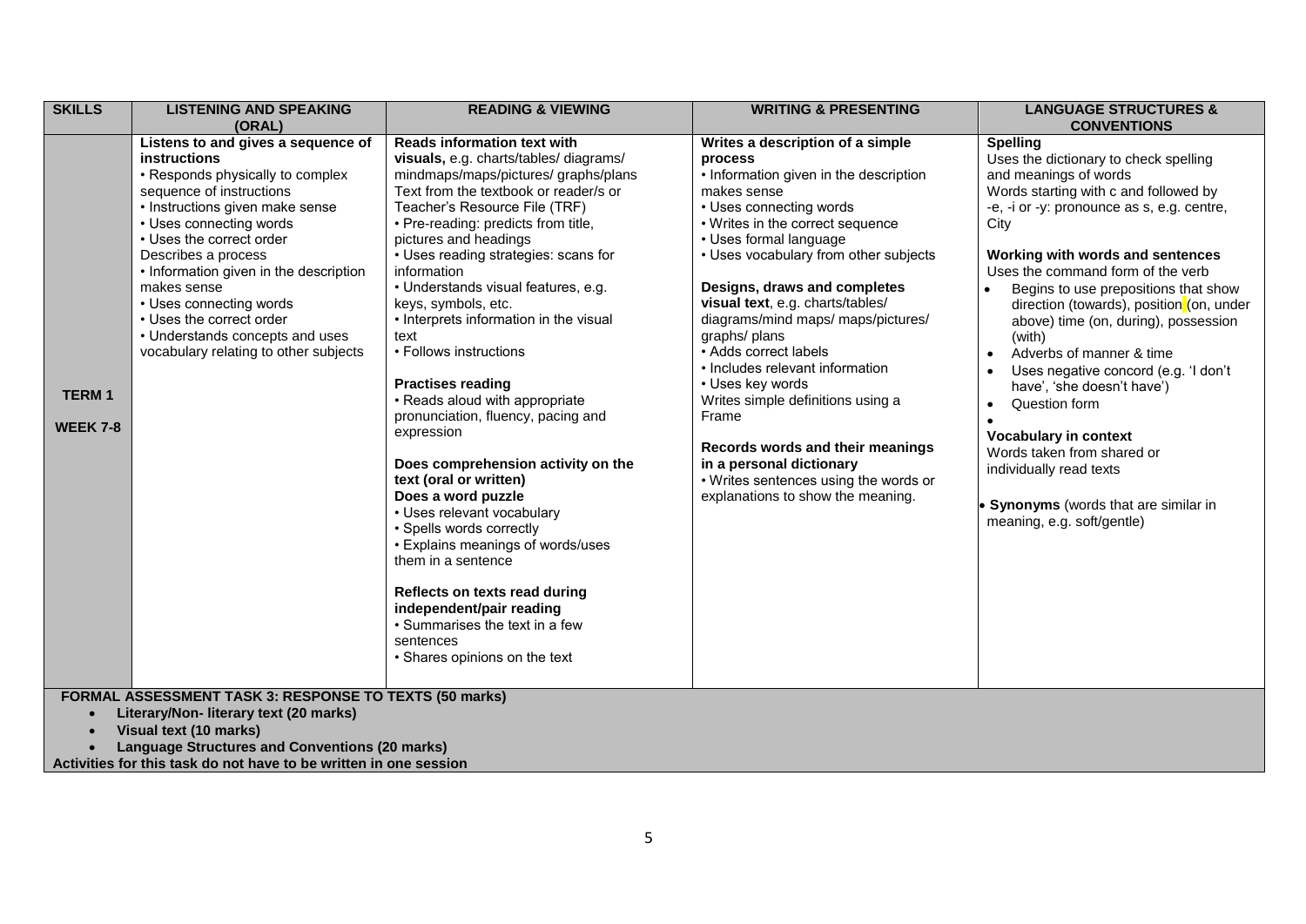| SKILLS | LISTENING AND SPEAKING (ORAL) | READING & VIEWING | WRITING & PRESENTING | LANGUAGE STRUCTURES & CONVENTIONS |
|---|---|---|---|---|
| **TERM 1**<br><br>**WEEK 7-8** | **Listens to and gives a sequence of instructions**<br>• Responds physically to complex sequence of instructions<br>• Instructions given make sense<br>• Uses connecting words<br>• Uses the correct order<br>Describes a process<br>• Information given in the description makes sense<br>• Uses connecting words<br>• Uses the correct order<br>• Understands concepts and uses vocabulary relating to other subjects | **Reads information text with visuals,** e.g. charts/tables/ diagrams/ mindmaps/maps/pictures/ graphs/plans<br>Text from the textbook or reader/s or Teacher's Resource File (TRF)<br>• Pre-reading: predicts from title, pictures and headings<br>• Uses reading strategies: scans for information<br>• Understands visual features, e.g. keys, symbols, etc.<br>• Interprets information in the visual text<br>• Follows instructions<br><br>**Practises reading**<br>• Reads aloud with appropriate pronunciation, fluency, pacing and expression<br><br>**Does comprehension activity on the text (oral or written)**<br>**Does a word puzzle**<br>• Uses relevant vocabulary<br>• Spells words correctly<br>• Explains meanings of words/uses them in a sentence<br><br>**Reflects on texts read during independent/pair reading**<br>• Summarises the text in a few sentences<br>• Shares opinions on the text | **Writes a description of a simple process**<br>• Information given in the description makes sense<br>• Uses connecting words<br>• Writes in the correct sequence<br>• Uses formal language<br>• Uses vocabulary from other subjects<br><br>**Designs, draws and completes visual text**, e.g. charts/tables/ diagrams/mind maps/ maps/pictures/ graphs/ plans<br>• Adds correct labels<br>• Includes relevant information<br>• Uses key words<br>Writes simple definitions using a Frame<br><br>**Records words and their meanings in a personal dictionary**<br>• Writes sentences using the words or explanations to show the meaning. | **Spelling**<br>Uses the dictionary to check spelling and meanings of words<br>Words starting with c and followed by -e, -i or -y: pronounce as s, e.g. centre, City<br><br>**Working with words and sentences**<br>Uses the command form of the verb<br>• Begins to use prepositions that show direction (towards), position (on, under above) time (on, during), possession (with)<br>• Adverbs of manner & time<br>• Uses negative concord (e.g. 'I don't have', 'she doesn't have')<br>• Question form<br>•<br>**Vocabulary in context**<br>Words taken from shared or individually read texts<br><br>• **Synonyms** (words that are similar in meaning, e.g. soft/gentle) |
| **FORMAL ASSESSMENT TASK 3: RESPONSE TO TEXTS (50 marks)**<br>• **Literary/Non- literary text (20 marks)**<br>• **Visual text (10 marks)**<br>• **Language Structures and Conventions (20 marks)**<br>**Activities for this task do not have to be written in one session** | | | | |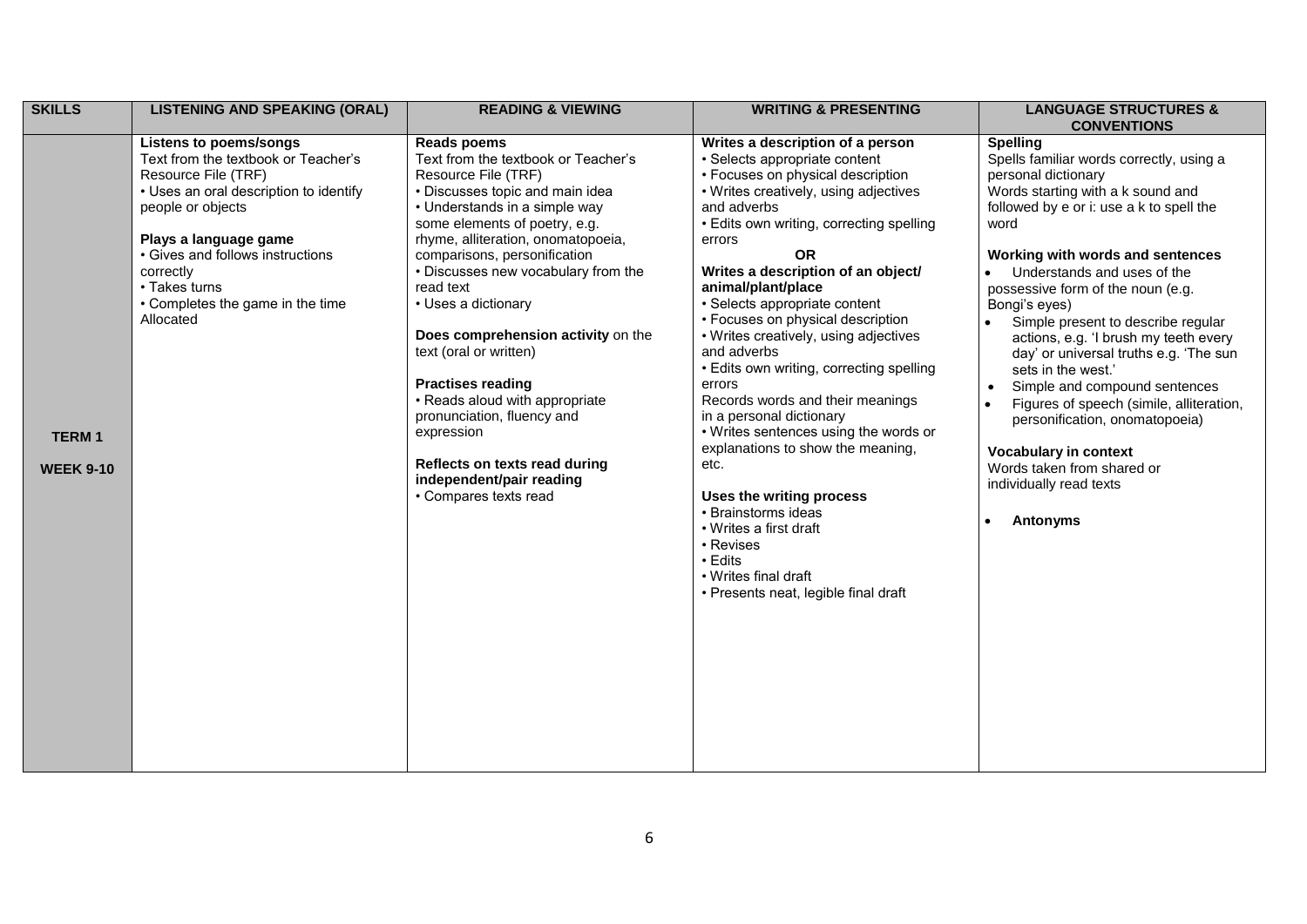| SKILLS | LISTENING AND SPEAKING (ORAL) | READING & VIEWING | WRITING & PRESENTING | LANGUAGE STRUCTURES & CONVENTIONS |
|---|---|---|---|---|
| **TERM 1**<br><br>**WEEK 9-10** | **Listens to poems/songs**<br>Text from the textbook or Teacher's Resource File (TRF)<br>• Uses an oral description to identify people or objects<br><br>**Plays a language game**<br>• Gives and follows instructions correctly<br>• Takes turns<br>• Completes the game in the time Allocated | **Reads poems**<br>Text from the textbook or Teacher's Resource File (TRF)<br>• Discusses topic and main idea<br>• Understands in a simple way some elements of poetry, e.g. rhyme, alliteration, onomatopoeia, comparisons, personification<br>• Discusses new vocabulary from the read text<br>• Uses a dictionary<br><br>**Does comprehension activity** on the text (oral or written)<br><br>**Practises reading**<br>• Reads aloud with appropriate pronunciation, fluency and expression<br><br>**Reflects on texts read during independent/pair reading**<br>• Compares texts read | **Writes a description of a person**<br>• Selects appropriate content<br>• Focuses on physical description<br>• Writes creatively, using adjectives and adverbs<br>• Edits own writing, correcting spelling errors<br>**OR**<br>**Writes a description of an object/ animal/plant/place**<br>• Selects appropriate content<br>• Focuses on physical description<br>• Writes creatively, using adjectives and adverbs<br>• Edits own writing, correcting spelling errors<br>Records words and their meanings in a personal dictionary<br>• Writes sentences using the words or explanations to show the meaning, etc.<br><br>**Uses the writing process**<br>• Brainstorms ideas<br>• Writes a first draft<br>• Revises<br>• Edits<br>• Writes final draft<br>• Presents neat, legible final draft | **Spelling**<br>Spells familiar words correctly, using a personal dictionary<br>Words starting with a k sound and followed by e or i: use a k to spell the word<br><br>**Working with words and sentences**<br>• Understands and uses of the possessive form of the noun (e.g. Bongi's eyes)<br>• Simple present to describe regular actions, e.g. 'I brush my teeth every day' or universal truths e.g. 'The sun sets in the west.'<br>• Simple and compound sentences<br>• Figures of speech (simile, alliteration, personification, onomatopoeia)<br><br>**Vocabulary in context**<br>Words taken from shared or individually read texts<br><br>• **Antonyms** |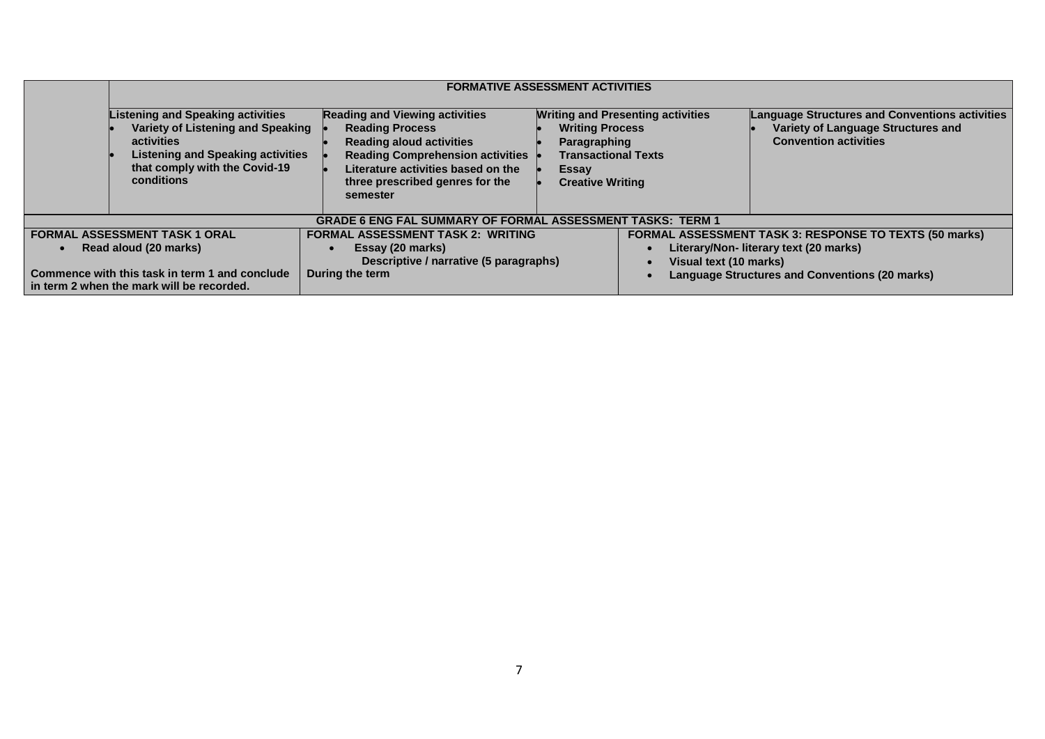| | FORMATIVE ASSESSMENT ACTIVITIES | | | |
|---|---|---|---|---|
| | **Listening and Speaking activities**<br>• Variety of Listening and Speaking activities<br>• Listening and Speaking activities that comply with the Covid-19 conditions | **Reading and Viewing activities**<br>• Reading Process<br>• Reading aloud activities<br>• Reading Comprehension activities<br>• Literature activities based on the three prescribed genres for the semester | **Writing and Presenting activities**<br>• Writing Process<br>• Paragraphing<br>• Transactional Texts<br>• Essay<br>• Creative Writing | **Language Structures and Conventions activities**<br>• Variety of Language Structures and Convention activities |

| GRADE 6 ENG FAL SUMMARY OF FORMAL ASSESSMENT TASKS: TERM 1 | | |
|---|---|---|
| **FORMAL ASSESSMENT TASK 1 ORAL**<br>• Read aloud (20 marks)<br><br>Commence with this task in term 1 and conclude in term 2 when the mark will be recorded. | **FORMAL ASSESSMENT TASK 2: WRITING**<br>• Essay (20 marks)<br>Descriptive / narrative (5 paragraphs)<br>During the term | **FORMAL ASSESSMENT TASK 3: RESPONSE TO TEXTS (50 marks)**<br>• Literary/Non- literary text (20 marks)<br>• Visual text (10 marks)<br>• Language Structures and Conventions (20 marks) |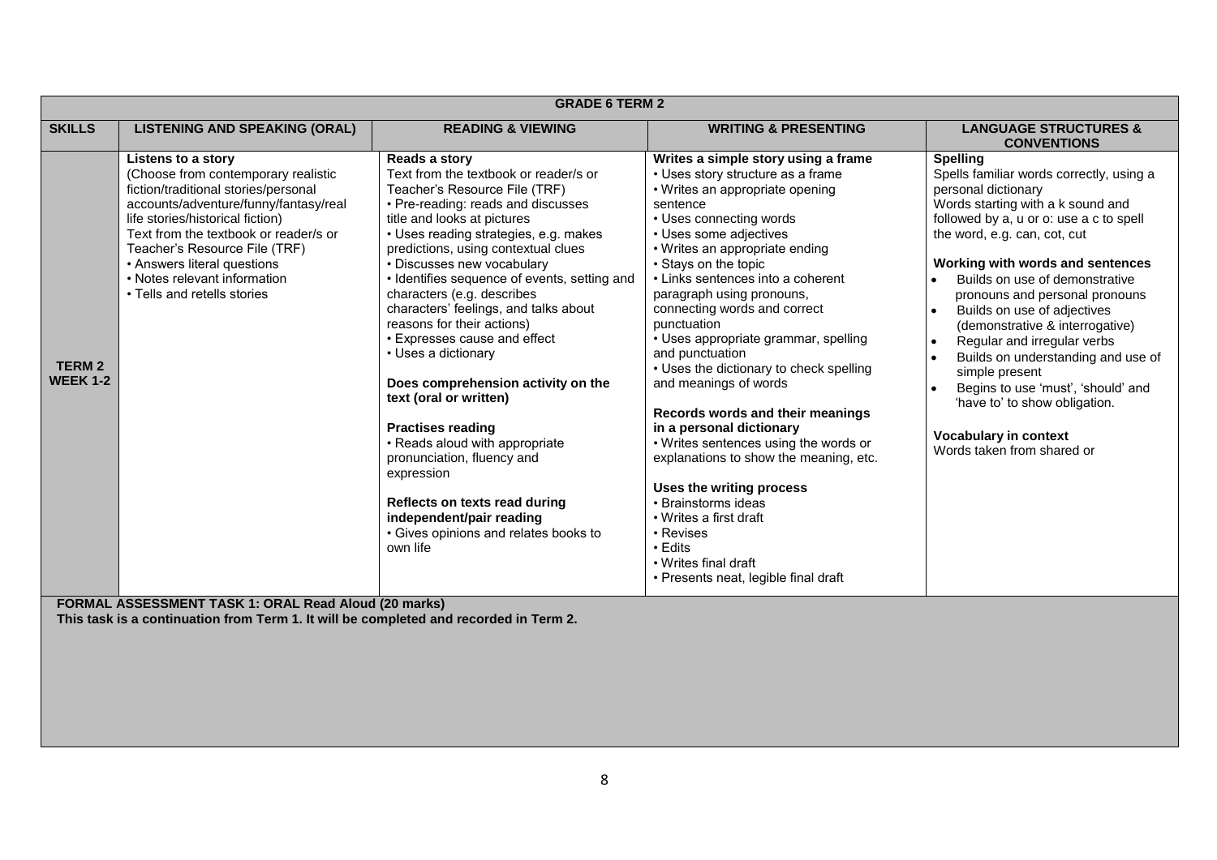| GRADE 6 TERM 2 | | | | |
|---|---|---|---|---|
| **SKILLS** | **LISTENING AND SPEAKING (ORAL)** | **READING & VIEWING** | **WRITING & PRESENTING** | **LANGUAGE STRUCTURES & CONVENTIONS** |
| **TERM 2 WEEK 1-2** | **Listens to a story**<br>(Choose from contemporary realistic fiction/traditional stories/personal accounts/adventure/funny/fantasy/real life stories/historical fiction)<br>Text from the textbook or reader/s or Teacher's Resource File (TRF)<br>• Answers literal questions<br>• Notes relevant information<br>• Tells and retells stories | **Reads a story**<br>Text from the textbook or reader/s or Teacher's Resource File (TRF)<br>• Pre-reading: reads and discusses title and looks at pictures<br>• Uses reading strategies, e.g. makes predictions, using contextual clues<br>• Discusses new vocabulary<br>• Identifies sequence of events, setting and characters (e.g. describes characters' feelings, and talks about reasons for their actions)<br>• Expresses cause and effect<br>• Uses a dictionary<br><br>**Does comprehension activity on the text (oral or written)**<br><br>**Practises reading**<br>• Reads aloud with appropriate pronunciation, fluency and expression<br><br>**Reflects on texts read during independent/pair reading**<br>• Gives opinions and relates books to own life | **Writes a simple story using a frame**<br>• Uses story structure as a frame<br>• Writes an appropriate opening sentence<br>• Uses connecting words<br>• Uses some adjectives<br>• Writes an appropriate ending<br>• Stays on the topic<br>• Links sentences into a coherent paragraph using pronouns, connecting words and correct punctuation<br>• Uses appropriate grammar, spelling and punctuation<br>• Uses the dictionary to check spelling and meanings of words<br><br>**Records words and their meanings in a personal dictionary**<br>• Writes sentences using the words or explanations to show the meaning, etc.<br><br>**Uses the writing process**<br>• Brainstorms ideas<br>• Writes a first draft<br>• Revises<br>• Edits<br>• Writes final draft<br>• Presents neat, legible final draft | **Spelling**<br>Spells familiar words correctly, using a personal dictionary<br>Words starting with a k sound and followed by a, u or o: use a c to spell the word, e.g. can, cot, cut<br><br>**Working with words and sentences**<br>• Builds on use of demonstrative pronouns and personal pronouns<br>• Builds on use of adjectives (demonstrative & interrogative)<br>• Regular and irregular verbs<br>• Builds on understanding and use of simple present<br>• Begins to use 'must', 'should' and 'have to' to show obligation.<br><br>**Vocabulary in context**<br>Words taken from shared or |
| **FORMAL ASSESSMENT TASK 1: ORAL Read Aloud (20 marks)**<br>**This task is a continuation from Term 1. It will be completed and recorded in Term 2.** | | | | |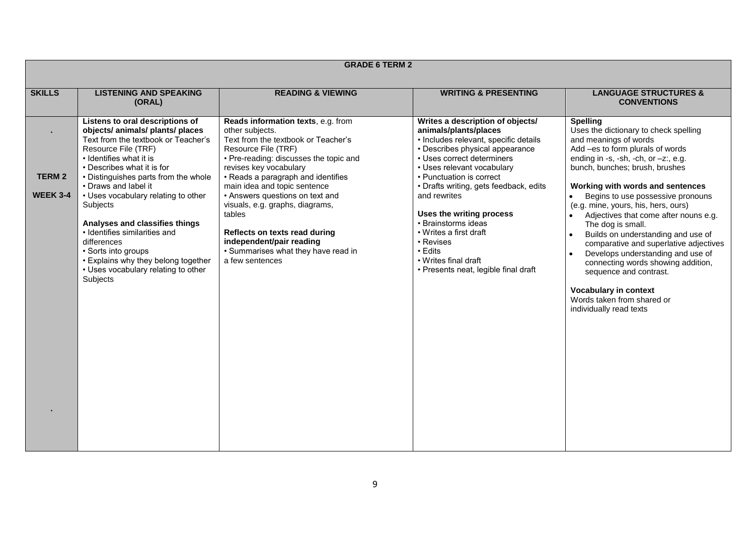| GRADE 6 TERM 2 | | | | |
|---|---|---|---|---|
| **SKILLS** | **LISTENING AND SPEAKING (ORAL)** | **READING & VIEWING** | **WRITING & PRESENTING** | **LANGUAGE STRUCTURES & CONVENTIONS** |
| .<br><br>**TERM 2**<br><br>**WEEK 3-4**<br><br>. | **Listens to oral descriptions of objects/ animals/ plants/ places**<br>Text from the textbook or Teacher's Resource File (TRF)<br>• Identifies what it is<br>• Describes what it is for<br>• Distinguishes parts from the whole<br>• Draws and label it<br>• Uses vocabulary relating to other Subjects<br><br>**Analyses and classifies things**<br>• Identifies similarities and differences<br>• Sorts into groups<br>• Explains why they belong together<br>• Uses vocabulary relating to other Subjects | **Reads information texts**, e.g. from other subjects.<br>Text from the textbook or Teacher's Resource File (TRF)<br>• Pre-reading: discusses the topic and revises key vocabulary<br>• Reads a paragraph and identifies main idea and topic sentence<br>• Answers questions on text and visuals, e.g. graphs, diagrams, tables<br><br>**Reflects on texts read during independent/pair reading**<br>• Summarises what they have read in a few sentences | **Writes a description of objects/ animals/plants/places**<br>• Includes relevant, specific details<br>• Describes physical appearance<br>• Uses correct determiners<br>• Uses relevant vocabulary<br>• Punctuation is correct<br>• Drafts writing, gets feedback, edits and rewrites<br><br>**Uses the writing process**<br>• Brainstorms ideas<br>• Writes a first draft<br>• Revises<br>• Edits<br>• Writes final draft<br>• Presents neat, legible final draft | **Spelling**<br>Uses the dictionary to check spelling and meanings of words<br>Add –es to form plurals of words ending in -s, -sh, -ch, or –z:, e.g. bunch, bunches; brush, brushes<br><br>**Working with words and sentences**<br>• Begins to use possessive pronouns (e.g. mine, yours, his, hers, ours)<br>• Adjectives that come after nouns e.g. The dog is small.<br>• Builds on understanding and use of comparative and superlative adjectives<br>• Develops understanding and use of connecting words showing addition, sequence and contrast.<br><br>**Vocabulary in context**<br>Words taken from shared or individually read texts |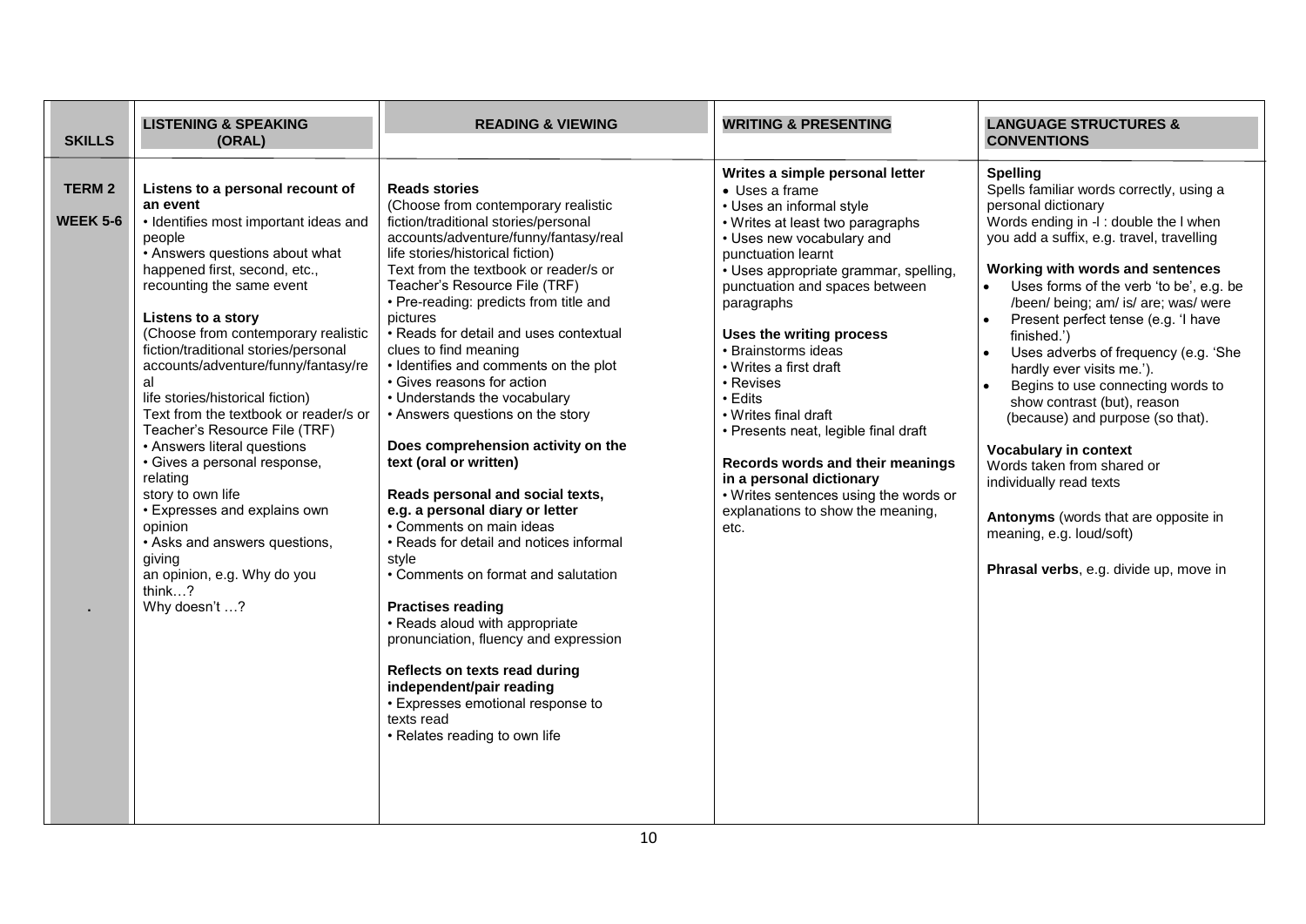| SKILLS | LISTENING & SPEAKING (ORAL) | READING & VIEWING | WRITING & PRESENTING | LANGUAGE STRUCTURES & CONVENTIONS |
|---|---|---|---|---|
| **TERM 2** **WEEK 5-6** . | **Listens to a personal recount of an event**<br>• Identifies most important ideas and people<br>• Answers questions about what happened first, second, etc., recounting the same event<br><br>**Listens to a story**<br>(Choose from contemporary realistic fiction/traditional stories/personal accounts/adventure/funny/fantasy/real life stories/historical fiction)<br>Text from the textbook or reader/s or Teacher's Resource File (TRF)<br>• Answers literal questions<br>• Gives a personal response, relating story to own life<br>• Expresses and explains own opinion<br>• Asks and answers questions, giving an opinion, e.g. Why do you think…? Why doesn't …? | **Reads stories**<br>(Choose from contemporary realistic fiction/traditional stories/personal accounts/adventure/funny/fantasy/real life stories/historical fiction)<br>Text from the textbook or reader/s or Teacher's Resource File (TRF)<br>• Pre-reading: predicts from title and pictures<br>• Reads for detail and uses contextual clues to find meaning<br>• Identifies and comments on the plot<br>• Gives reasons for action<br>• Understands the vocabulary<br>• Answers questions on the story<br><br>**Does comprehension activity on the text (oral or written)**<br><br>**Reads personal and social texts, e.g. a personal diary or letter**<br>• Comments on main ideas<br>• Reads for detail and notices informal style<br>• Comments on format and salutation<br><br>**Practises reading**<br>• Reads aloud with appropriate pronunciation, fluency and expression<br><br>**Reflects on texts read during independent/pair reading**<br>• Expresses emotional response to texts read<br>• Relates reading to own life | **Writes a simple personal letter**<br>• Uses a frame<br>• Uses an informal style<br>• Writes at least two paragraphs<br>• Uses new vocabulary and punctuation learnt<br>• Uses appropriate grammar, spelling, punctuation and spaces between paragraphs<br><br>**Uses the writing process**<br>• Brainstorms ideas<br>• Writes a first draft<br>• Revises<br>• Edits<br>• Writes final draft<br>• Presents neat, legible final draft<br><br>**Records words and their meanings in a personal dictionary**<br>• Writes sentences using the words or explanations to show the meaning, etc. | **Spelling**<br>Spells familiar words correctly, using a personal dictionary<br>Words ending in -l : double the l when you add a suffix, e.g. travel, travelling<br><br>**Working with words and sentences**<br>• Uses forms of the verb 'to be', e.g. be /been/ being; am/ is/ are; was/ were<br>• Present perfect tense (e.g. 'I have finished.')<br>• Uses adverbs of frequency (e.g. 'She hardly ever visits me.').<br>• Begins to use connecting words to show contrast (but), reason (because) and purpose (so that).<br><br>**Vocabulary in context**<br>Words taken from shared or individually read texts<br><br>**Antonyms** (words that are opposite in meaning, e.g. loud/soft)<br><br>**Phrasal verbs**, e.g. divide up, move in |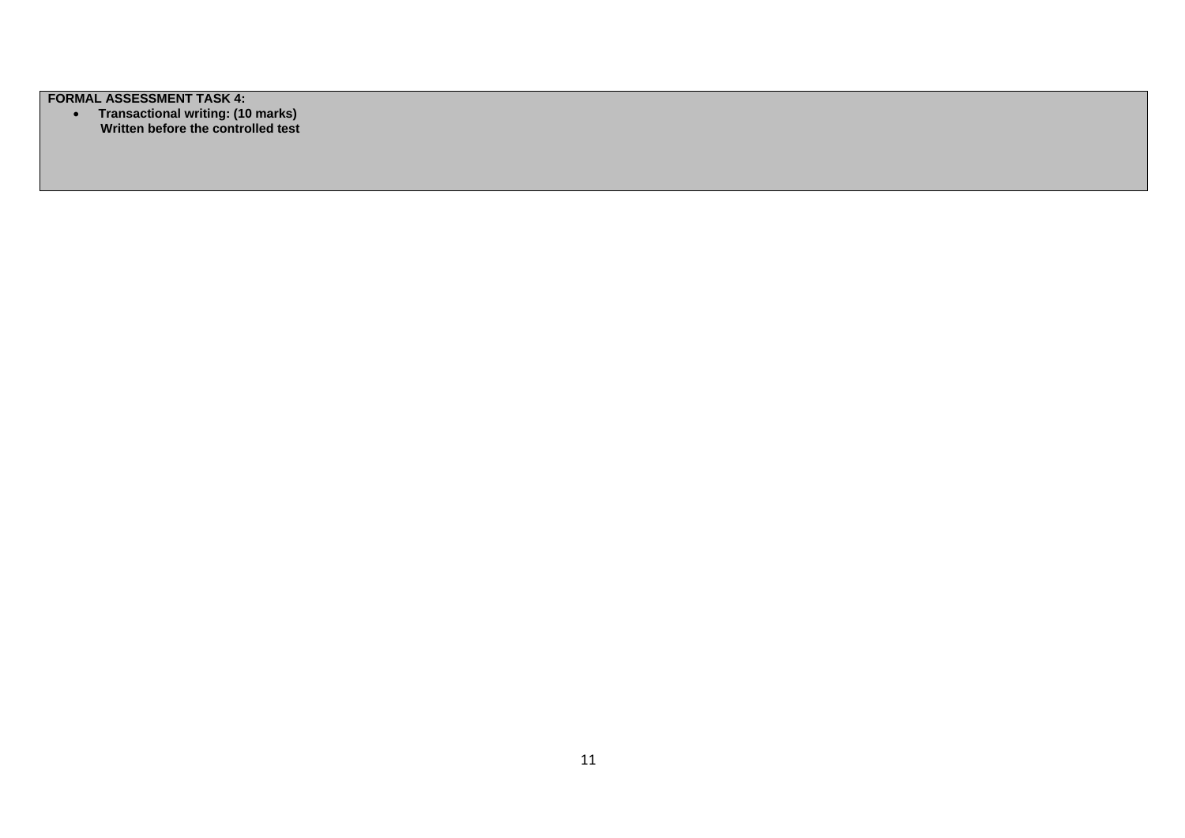**FORMAL ASSESSMENT TASK 4:**

- **Transactional writing: (10 marks)**
  **Written before the controlled test**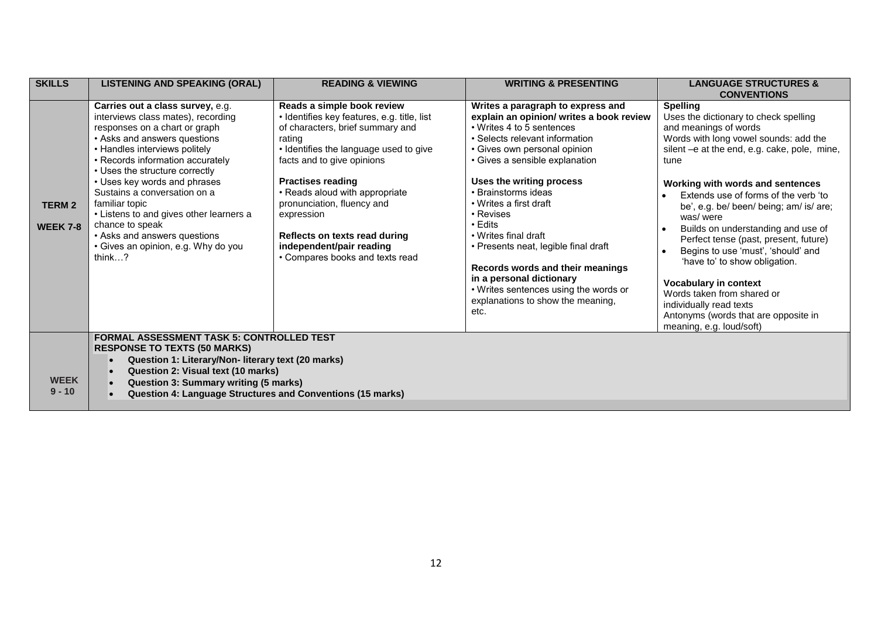| SKILLS | LISTENING AND SPEAKING (ORAL) | READING & VIEWING | WRITING & PRESENTING | LANGUAGE STRUCTURES & CONVENTIONS |
|---|---|---|---|---|
| **TERM 2**<br><br>**WEEK 7-8** | **Carries out a class survey,** e.g. interviews class mates), recording responses on a chart or graph<br>• Asks and answers questions<br>• Handles interviews politely<br>• Records information accurately<br>• Uses the structure correctly<br>• Uses key words and phrases<br>Sustains a conversation on a familiar topic<br>• Listens to and gives other learners a chance to speak<br>• Asks and answers questions<br>• Gives an opinion, e.g. Why do you think…? | **Reads a simple book review**<br>• Identifies key features, e.g. title, list of characters, brief summary and rating<br>• Identifies the language used to give facts and to give opinions<br><br>**Practises reading**<br>• Reads aloud with appropriate pronunciation, fluency and expression<br><br>**Reflects on texts read during independent/pair reading**<br>• Compares books and texts read | **Writes a paragraph to express and explain an opinion/ writes a book review**<br>• Writes 4 to 5 sentences<br>• Selects relevant information<br>• Gives own personal opinion<br>• Gives a sensible explanation<br><br>**Uses the writing process**<br>• Brainstorms ideas<br>• Writes a first draft<br>• Revises<br>• Edits<br>• Writes final draft<br>• Presents neat, legible final draft<br><br>**Records words and their meanings in a personal dictionary**<br>• Writes sentences using the words or explanations to show the meaning, etc. | **Spelling**<br>Uses the dictionary to check spelling and meanings of words<br>Words with long vowel sounds: add the silent –e at the end, e.g. cake, pole, mine, tune<br><br>**Working with words and sentences**<br>• Extends use of forms of the verb 'to be', e.g. be/ been/ being; am/ is/ are; was/ were<br>• Builds on understanding and use of Perfect tense (past, present, future)<br>• Begins to use 'must', 'should' and 'have to' to show obligation.<br><br>**Vocabulary in context**<br>Words taken from shared or individually read texts<br>Antonyms (words that are opposite in meaning, e.g. loud/soft) |
| **WEEK 9 - 10** | **FORMAL ASSESSMENT TASK 5: CONTROLLED TEST**<br>**RESPONSE TO TEXTS (50 MARKS)**<br>• **Question 1: Literary/Non- literary text (20 marks)**<br>• **Question 2: Visual text (10 marks)**<br>• **Question 3: Summary writing (5 marks)**<br>• **Question 4: Language Structures and Conventions (15 marks)** | | | |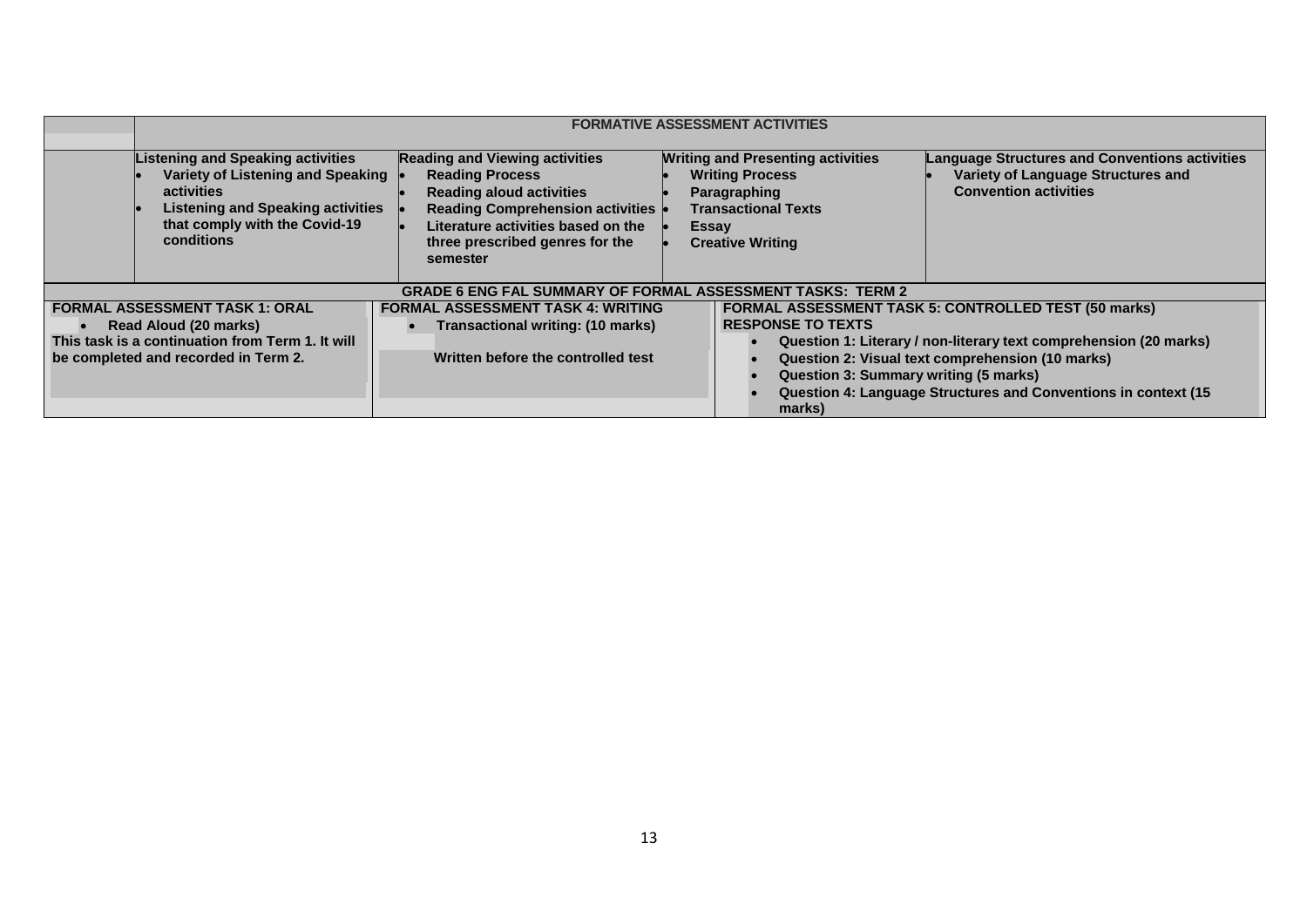| | FORMATIVE ASSESSMENT ACTIVITIES | | | |
|---|---|---|---|---|
| | **Listening and Speaking activities**<br>• Variety of Listening and Speaking activities<br>• Listening and Speaking activities that comply with the Covid-19 conditions | **Reading and Viewing activities**<br>• Reading Process<br>• Reading aloud activities<br>• Reading Comprehension activities<br>• Literature activities based on the three prescribed genres for the semester | **Writing and Presenting activities**<br>• Writing Process<br>• Paragraphing<br>• Transactional Texts<br>• Essay<br>• Creative Writing | **Language Structures and Conventions activities**<br>• Variety of Language Structures and Convention activities |

| GRADE 6 ENG FAL SUMMARY OF FORMAL ASSESSMENT TASKS: TERM 2 | | |
|---|---|---|
| **FORMAL ASSESSMENT TASK 1: ORAL**<br>• Read Aloud (20 marks)<br>This task is a continuation from Term 1. It will be completed and recorded in Term 2. | **FORMAL ASSESSMENT TASK 4: WRITING**<br>• Transactional writing: (10 marks)<br>Written before the controlled test | **FORMAL ASSESSMENT TASK 5: CONTROLLED TEST (50 marks)**<br>**RESPONSE TO TEXTS**<br>• Question 1: Literary / non-literary text comprehension (20 marks)<br>• Question 2: Visual text comprehension (10 marks)<br>• Question 3: Summary writing (5 marks)<br>• Question 4: Language Structures and Conventions in context (15 marks) |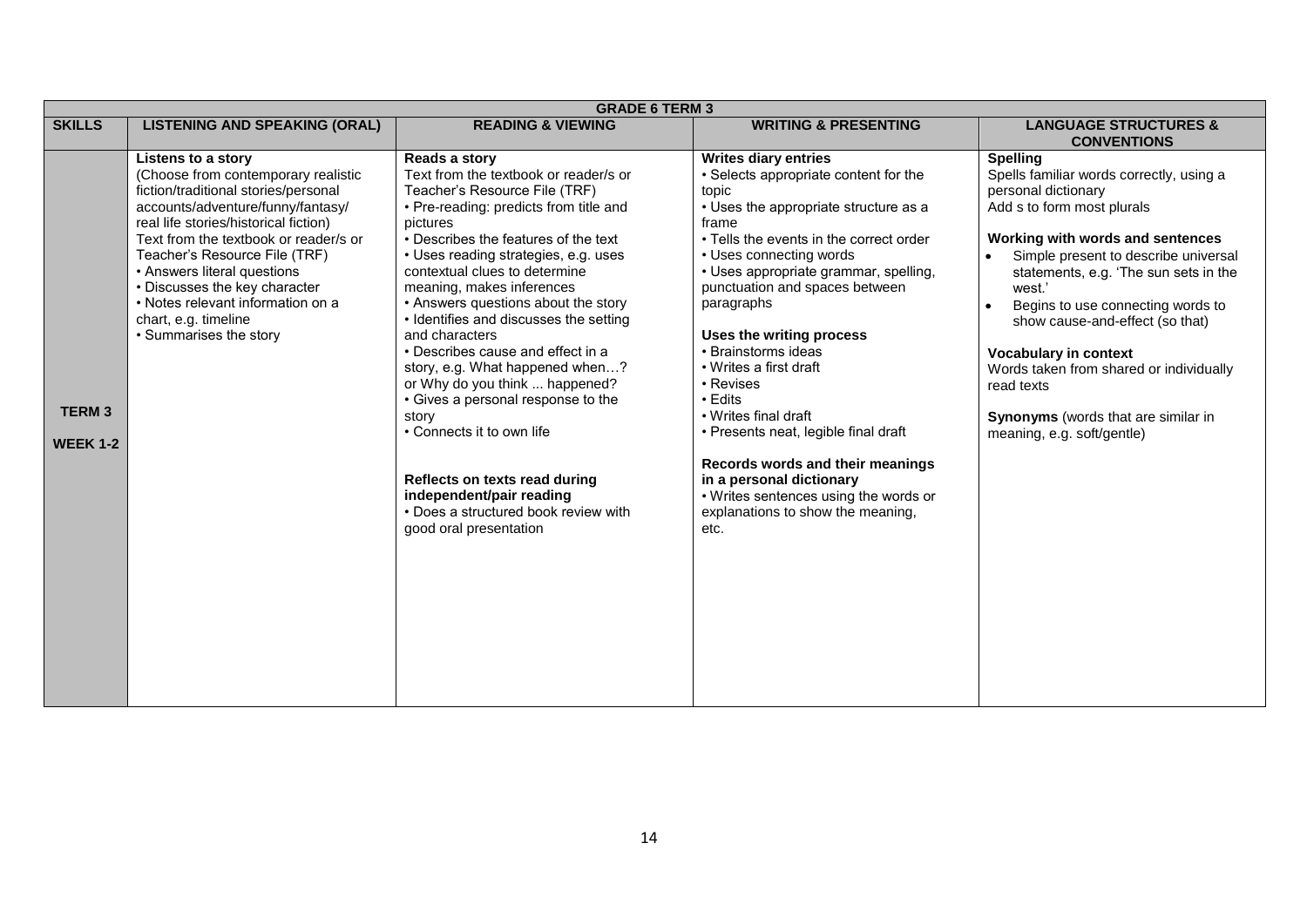| GRADE 6 TERM 3 | | | | |
|---|---|---|---|---|
| **SKILLS** | **LISTENING AND SPEAKING (ORAL)** | **READING & VIEWING** | **WRITING & PRESENTING** | **LANGUAGE STRUCTURES & CONVENTIONS** |
| **TERM 3**<br><br>**WEEK 1-2** | **Listens to a story**<br>(Choose from contemporary realistic fiction/traditional stories/personal accounts/adventure/funny/fantasy/ real life stories/historical fiction)<br>Text from the textbook or reader/s or Teacher's Resource File (TRF)<br>• Answers literal questions<br>• Discusses the key character<br>• Notes relevant information on a chart, e.g. timeline<br>• Summarises the story | **Reads a story**<br>Text from the textbook or reader/s or Teacher's Resource File (TRF)<br>• Pre-reading: predicts from title and pictures<br>• Describes the features of the text<br>• Uses reading strategies, e.g. uses contextual clues to determine meaning, makes inferences<br>• Answers questions about the story<br>• Identifies and discusses the setting and characters<br>• Describes cause and effect in a story, e.g. What happened when…? or Why do you think ... happened?<br>• Gives a personal response to the story<br>• Connects it to own life<br><br>**Reflects on texts read during independent/pair reading**<br>• Does a structured book review with good oral presentation | **Writes diary entries**<br>• Selects appropriate content for the topic<br>• Uses the appropriate structure as a frame<br>• Tells the events in the correct order<br>• Uses connecting words<br>• Uses appropriate grammar, spelling, punctuation and spaces between paragraphs<br><br>**Uses the writing process**<br>• Brainstorms ideas<br>• Writes a first draft<br>• Revises<br>• Edits<br>• Writes final draft<br>• Presents neat, legible final draft<br><br>**Records words and their meanings in a personal dictionary**<br>• Writes sentences using the words or explanations to show the meaning, etc. | **Spelling**<br>Spells familiar words correctly, using a personal dictionary<br>Add s to form most plurals<br><br>**Working with words and sentences**<br>• Simple present to describe universal statements, e.g. 'The sun sets in the west.'<br>• Begins to use connecting words to show cause-and-effect (so that)<br><br>**Vocabulary in context**<br>Words taken from shared or individually read texts<br><br>**Synonyms** (words that are similar in meaning, e.g. soft/gentle) |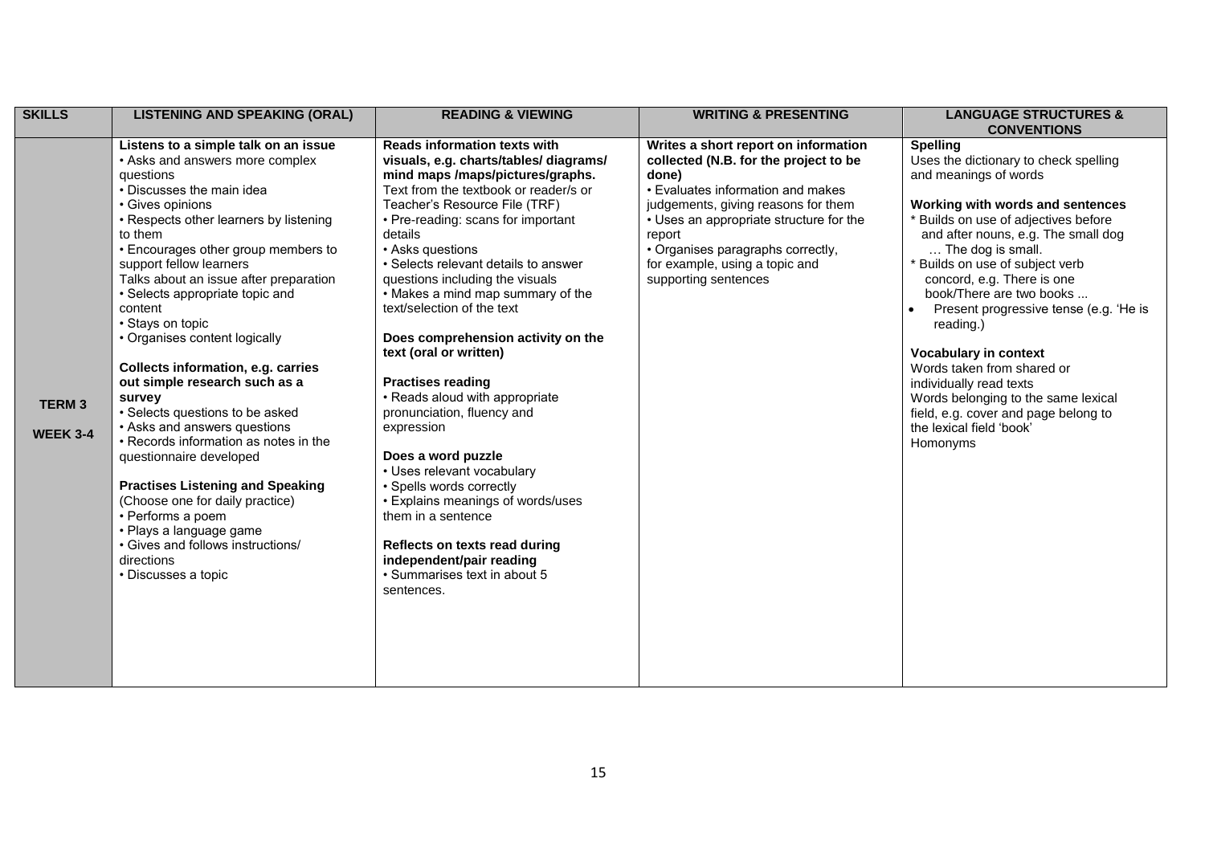| SKILLS | LISTENING AND SPEAKING (ORAL) | READING & VIEWING | WRITING & PRESENTING | LANGUAGE STRUCTURES & CONVENTIONS |
|---|---|---|---|---|
| **TERM 3**<br><br>**WEEK 3-4** | **Listens to a simple talk on an issue**<br>• Asks and answers more complex questions<br>• Discusses the main idea<br>• Gives opinions<br>• Respects other learners by listening to them<br>• Encourages other group members to support fellow learners<br>Talks about an issue after preparation<br>• Selects appropriate topic and content<br>• Stays on topic<br>• Organises content logically<br><br>**Collects information, e.g. carries out simple research such as a survey**<br>• Selects questions to be asked<br>• Asks and answers questions<br>• Records information as notes in the questionnaire developed<br><br>**Practises Listening and Speaking**<br>(Choose one for daily practice)<br>• Performs a poem<br>• Plays a language game<br>• Gives and follows instructions/ directions<br>• Discusses a topic | **Reads information texts with visuals, e.g. charts/tables/ diagrams/ mind maps /maps/pictures/graphs.**<br>Text from the textbook or reader/s or Teacher's Resource File (TRF)<br>• Pre-reading: scans for important details<br>• Asks questions<br>• Selects relevant details to answer questions including the visuals<br>• Makes a mind map summary of the text/selection of the text<br><br>**Does comprehension activity on the text (oral or written)**<br><br>**Practises reading**<br>• Reads aloud with appropriate pronunciation, fluency and expression<br><br>**Does a word puzzle**<br>• Uses relevant vocabulary<br>• Spells words correctly<br>• Explains meanings of words/uses them in a sentence<br><br>**Reflects on texts read during independent/pair reading**<br>• Summarises text in about 5 sentences. | **Writes a short report on information collected (N.B. for the project to be done)**<br>• Evaluates information and makes judgements, giving reasons for them<br>• Uses an appropriate structure for the report<br>• Organises paragraphs correctly, for example, using a topic and supporting sentences | **Spelling**<br>Uses the dictionary to check spelling and meanings of words<br><br>**Working with words and sentences**<br>* Builds on use of adjectives before and after nouns, e.g. The small dog … The dog is small.<br>* Builds on use of subject verb concord, e.g. There is one book/There are two books ...<br>• Present progressive tense (e.g. 'He is reading.)<br><br>**Vocabulary in context**<br>Words taken from shared or individually read texts<br>Words belonging to the same lexical field, e.g. cover and page belong to the lexical field 'book'<br>Homonyms |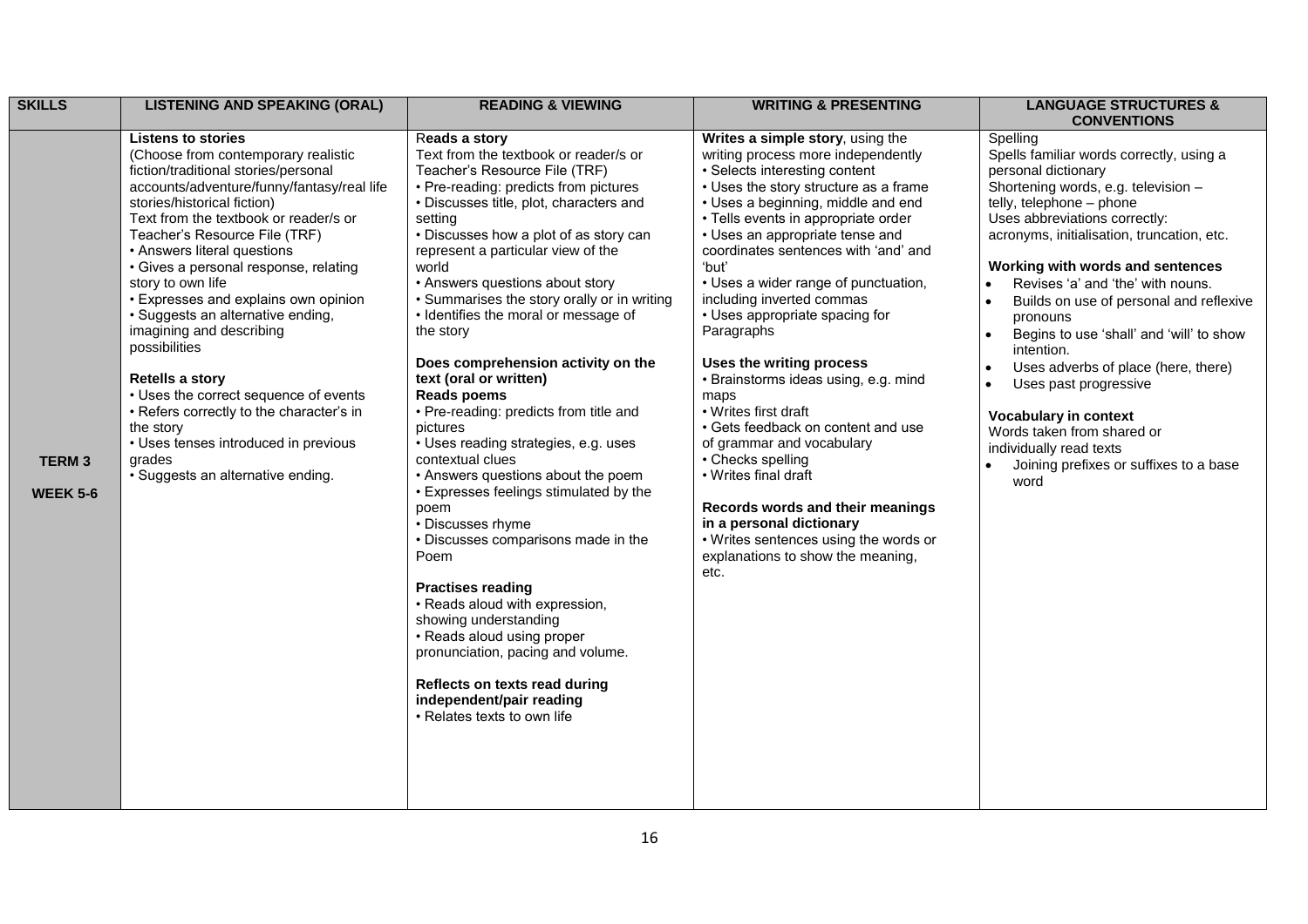| SKILLS | LISTENING AND SPEAKING (ORAL) | READING & VIEWING | WRITING & PRESENTING | LANGUAGE STRUCTURES & CONVENTIONS |
|---|---|---|---|---|
| **TERM 3**<br><br>**WEEK 5-6** | **Listens to stories**<br>(Choose from contemporary realistic fiction/traditional stories/personal accounts/adventure/funny/fantasy/real life stories/historical fiction)<br>Text from the textbook or reader/s or Teacher's Resource File (TRF)<br>• Answers literal questions<br>• Gives a personal response, relating story to own life<br>• Expresses and explains own opinion<br>• Suggests an alternative ending, imagining and describing possibilities<br><br>**Retells a story**<br>• Uses the correct sequence of events<br>• Refers correctly to the character's in the story<br>• Uses tenses introduced in previous grades<br>• Suggests an alternative ending. | R**eads a story**<br>Text from the textbook or reader/s or Teacher's Resource File (TRF)<br>• Pre-reading: predicts from pictures<br>• Discusses title, plot, characters and setting<br>• Discusses how a plot of as story can represent a particular view of the world<br>• Answers questions about story<br>• Summarises the story orally or in writing<br>• Identifies the moral or message of the story<br><br>**Does comprehension activity on the text (oral or written)**<br>**Reads poems**<br>• Pre-reading: predicts from title and pictures<br>• Uses reading strategies, e.g. uses contextual clues<br>• Answers questions about the poem<br>• Expresses feelings stimulated by the poem<br>• Discusses rhyme<br>• Discusses comparisons made in the Poem<br><br>**Practises reading**<br>• Reads aloud with expression, showing understanding<br>• Reads aloud using proper pronunciation, pacing and volume.<br><br>**Reflects on texts read during independent/pair reading**<br>• Relates texts to own life | **Writes a simple story**, using the writing process more independently<br>• Selects interesting content<br>• Uses the story structure as a frame<br>• Uses a beginning, middle and end<br>• Tells events in appropriate order<br>• Uses an appropriate tense and coordinates sentences with 'and' and 'but'<br>• Uses a wider range of punctuation, including inverted commas<br>• Uses appropriate spacing for Paragraphs<br><br>**Uses the writing process**<br>• Brainstorms ideas using, e.g. mind maps<br>• Writes first draft<br>• Gets feedback on content and use of grammar and vocabulary<br>• Checks spelling<br>• Writes final draft<br><br>**Records words and their meanings in a personal dictionary**<br>• Writes sentences using the words or explanations to show the meaning, etc. | Spelling<br>Spells familiar words correctly, using a personal dictionary<br>Shortening words, e.g. television – telly, telephone – phone<br>Uses abbreviations correctly: acronyms, initialisation, truncation, etc.<br><br>**Working with words and sentences**<br>• Revises 'a' and 'the' with nouns.<br>• Builds on use of personal and reflexive pronouns<br>• Begins to use 'shall' and 'will' to show intention.<br>• Uses adverbs of place (here, there)<br>• Uses past progressive<br><br>**Vocabulary in context**<br>Words taken from shared or individually read texts<br>• Joining prefixes or suffixes to a base word |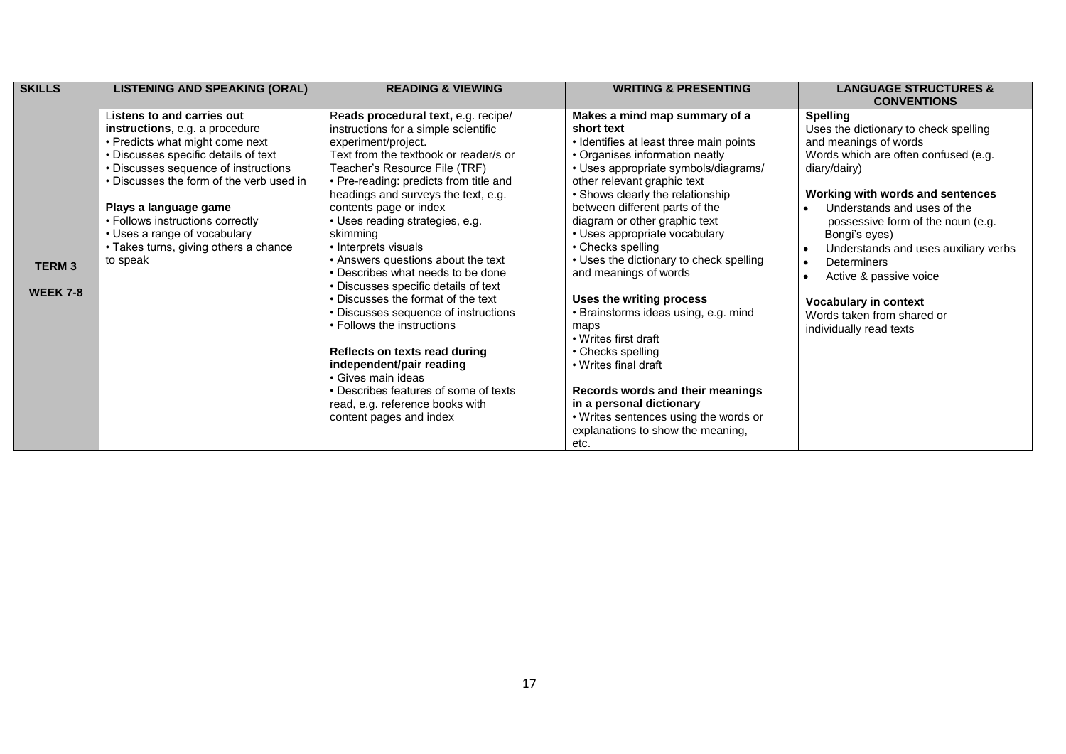| SKILLS | LISTENING AND SPEAKING (ORAL) | READING & VIEWING | WRITING & PRESENTING | LANGUAGE STRUCTURES & CONVENTIONS |
|---|---|---|---|---|
| **TERM 3**<br><br>**WEEK 7-8** | **Listens to and carries out instructions**, e.g. a procedure<br>• Predicts what might come next<br>• Discusses specific details of text<br>• Discusses sequence of instructions<br>• Discusses the form of the verb used in<br><br>**Plays a language game**<br>• Follows instructions correctly<br>• Uses a range of vocabulary<br>• Takes turns, giving others a chance to speak | Re**ads procedural text,** e.g. recipe/ instructions for a simple scientific experiment/project.<br>Text from the textbook or reader/s or Teacher's Resource File (TRF)<br>• Pre-reading: predicts from title and headings and surveys the text, e.g. contents page or index<br>• Uses reading strategies, e.g. skimming<br>• Interprets visuals<br>• Answers questions about the text<br>• Describes what needs to be done<br>• Discusses specific details of text<br>• Discusses the format of the text<br>• Discusses sequence of instructions<br>• Follows the instructions<br><br>**Reflects on texts read during independent/pair reading**<br>• Gives main ideas<br>• Describes features of some of texts read, e.g. reference books with content pages and index | **Makes a mind map summary of a short text**<br>• Identifies at least three main points<br>• Organises information neatly<br>• Uses appropriate symbols/diagrams/ other relevant graphic text<br>• Shows clearly the relationship between different parts of the diagram or other graphic text<br>• Uses appropriate vocabulary<br>• Checks spelling<br>• Uses the dictionary to check spelling and meanings of words<br><br>**Uses the writing process**<br>• Brainstorms ideas using, e.g. mind maps<br>• Writes first draft<br>• Checks spelling<br>• Writes final draft<br><br>**Records words and their meanings in a personal dictionary**<br>• Writes sentences using the words or explanations to show the meaning, etc. | **Spelling**<br>Uses the dictionary to check spelling and meanings of words<br>Words which are often confused (e.g. diary/dairy)<br><br>**Working with words and sentences**<br>• Understands and uses of the possessive form of the noun (e.g. Bongi's eyes)<br>• Understands and uses auxiliary verbs<br>• Determiners<br>• Active & passive voice<br><br>**Vocabulary in context**<br>Words taken from shared or individually read texts |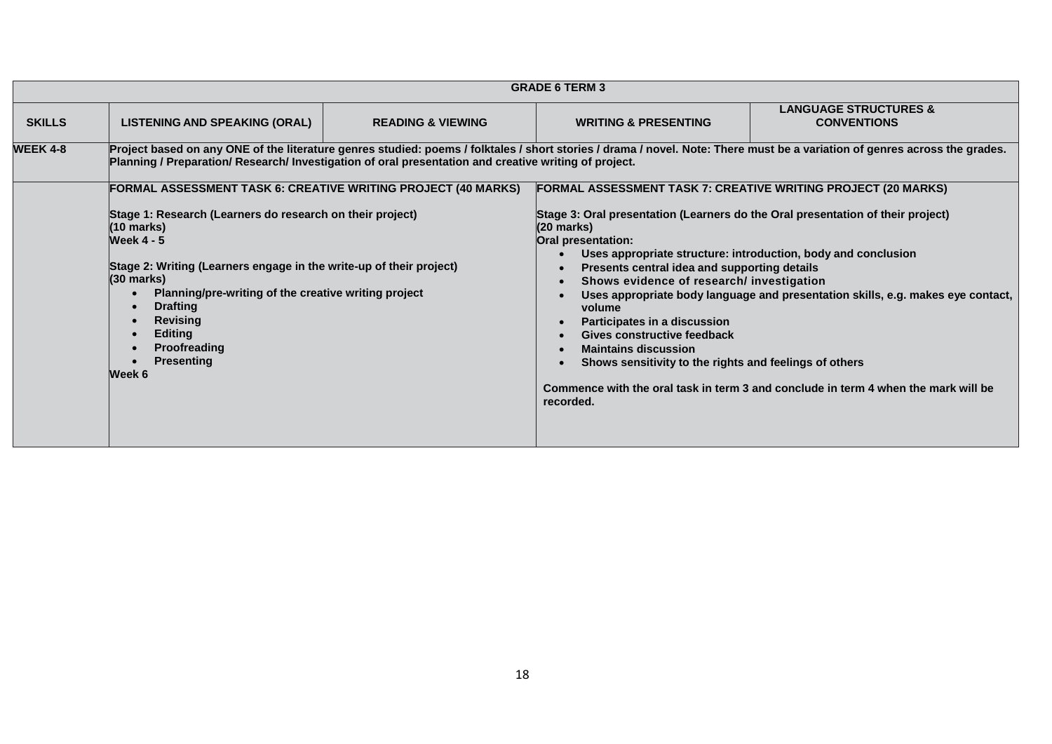| GRADE 6 TERM 3 | | | | |
|---|---|---|---|---|
| **SKILLS** | **LISTENING AND SPEAKING (ORAL)** | **READING & VIEWING** | **WRITING & PRESENTING** | **LANGUAGE STRUCTURES & CONVENTIONS** |
| **WEEK 4-8** | **Project based on any ONE of the literature genres studied: poems / folktales / short stories / drama / novel. Note: There must be a variation of genres across the grades.** <br> **Planning / Preparation/ Research/ Investigation of oral presentation and creative writing of project.** | | | |
| | **FORMAL ASSESSMENT TASK 6: CREATIVE WRITING PROJECT (40 MARKS)** <br><br> **Stage 1: Research (Learners do research on their project)** <br> **(10 marks)** <br> **Week 4 - 5** <br><br> **Stage 2: Writing (Learners engage in the write-up of their project)** <br> **(30 marks)** <br> • **Planning/pre-writing of the creative writing project** <br> • **Drafting** <br> • **Revising** <br> • **Editing** <br> • **Proofreading** <br> • **Presenting** <br> **Week 6** | | **FORMAL ASSESSMENT TASK 7: CREATIVE WRITING PROJECT (20 MARKS)** <br><br> **Stage 3: Oral presentation (Learners do the Oral presentation of their project)** <br> **(20 marks)** <br> **Oral presentation:** <br> • **Uses appropriate structure: introduction, body and conclusion** <br> • **Presents central idea and supporting details** <br> • **Shows evidence of research/ investigation** <br> • **Uses appropriate body language and presentation skills, e.g. makes eye contact, volume** <br> • **Participates in a discussion** <br> • **Gives constructive feedback** <br> • **Maintains discussion** <br> • **Shows sensitivity to the rights and feelings of others** <br><br> **Commence with the oral task in term 3 and conclude in term 4 when the mark will be recorded.** | |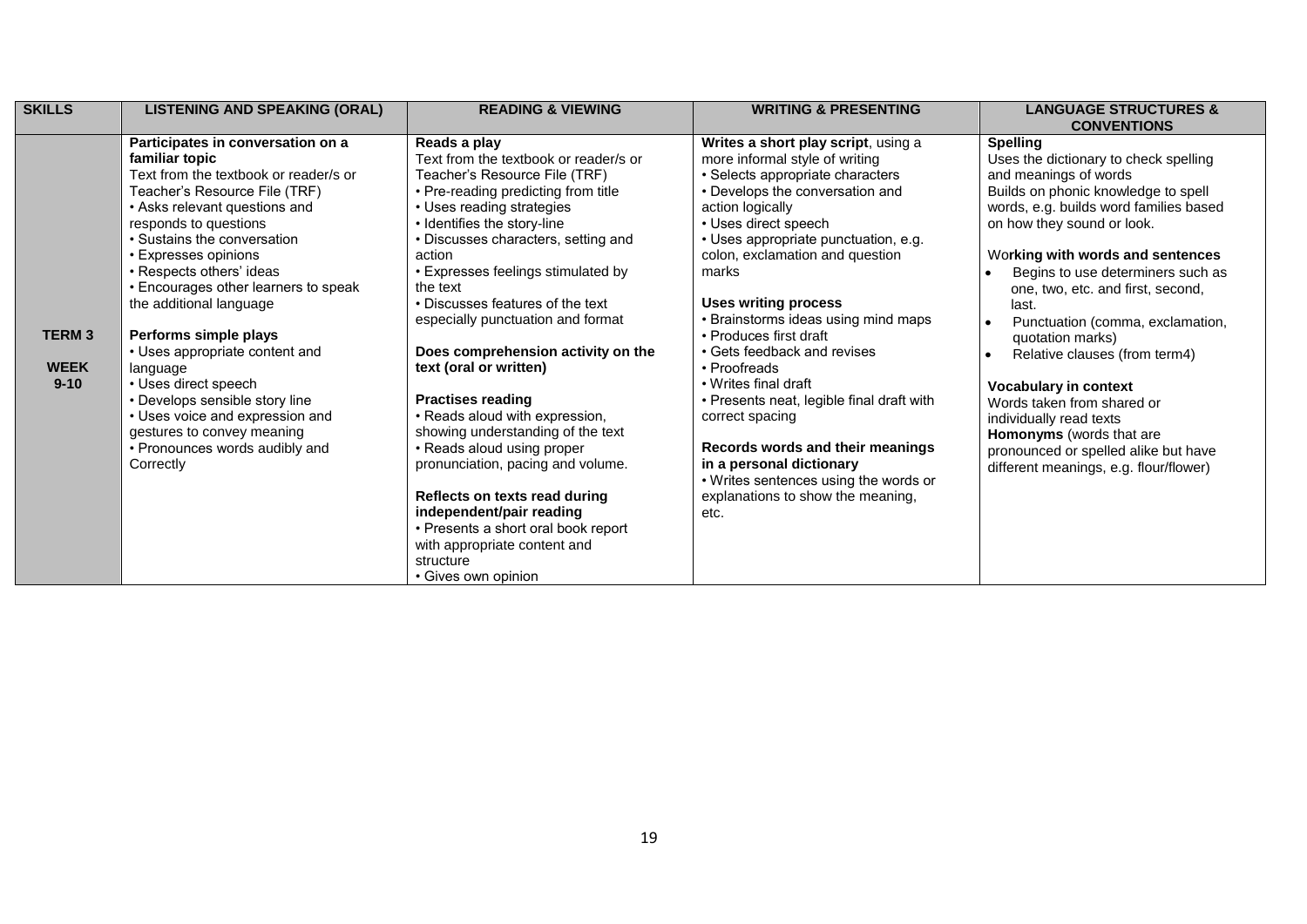| SKILLS | LISTENING AND SPEAKING (ORAL) | READING & VIEWING | WRITING & PRESENTING | LANGUAGE STRUCTURES & CONVENTIONS |
|---|---|---|---|---|
| **TERM 3**<br><br>**WEEK 9-10** | **Participates in conversation on a familiar topic**<br>Text from the textbook or reader/s or Teacher's Resource File (TRF)<br>• Asks relevant questions and responds to questions<br>• Sustains the conversation<br>• Expresses opinions<br>• Respects others' ideas<br>• Encourages other learners to speak the additional language<br><br>**Performs simple plays**<br>• Uses appropriate content and language<br>• Uses direct speech<br>• Develops sensible story line<br>• Uses voice and expression and gestures to convey meaning<br>• Pronounces words audibly and Correctly | **Reads a play**<br>Text from the textbook or reader/s or Teacher's Resource File (TRF)<br>• Pre-reading predicting from title<br>• Uses reading strategies<br>• Identifies the story-line<br>• Discusses characters, setting and action<br>• Expresses feelings stimulated by the text<br>• Discusses features of the text especially punctuation and format<br><br>**Does comprehension activity on the text (oral or written)**<br><br>**Practises reading**<br>• Reads aloud with expression, showing understanding of the text<br>• Reads aloud using proper pronunciation, pacing and volume.<br><br>**Reflects on texts read during independent/pair reading**<br>• Presents a short oral book report with appropriate content and structure<br>• Gives own opinion | **Writes a short play script**, using a more informal style of writing<br>• Selects appropriate characters<br>• Develops the conversation and action logically<br>• Uses direct speech<br>• Uses appropriate punctuation, e.g. colon, exclamation and question marks<br><br>**Uses writing process**<br>• Brainstorms ideas using mind maps<br>• Produces first draft<br>• Gets feedback and revises<br>• Proofreads<br>• Writes final draft<br>• Presents neat, legible final draft with correct spacing<br><br>**Records words and their meanings in a personal dictionary**<br>• Writes sentences using the words or explanations to show the meaning, etc. | **Spelling**<br>Uses the dictionary to check spelling and meanings of words<br>Builds on phonic knowledge to spell words, e.g. builds word families based on how they sound or look.<br><br>Wo**rking with words and sentences**<br>• Begins to use determiners such as one, two, etc. and first, second, last.<br>• Punctuation (comma, exclamation, quotation marks)<br>• Relative clauses (from term4)<br><br>**Vocabulary in context**<br>Words taken from shared or individually read texts<br>**Homonyms** (words that are pronounced or spelled alike but have different meanings, e.g. flour/flower) |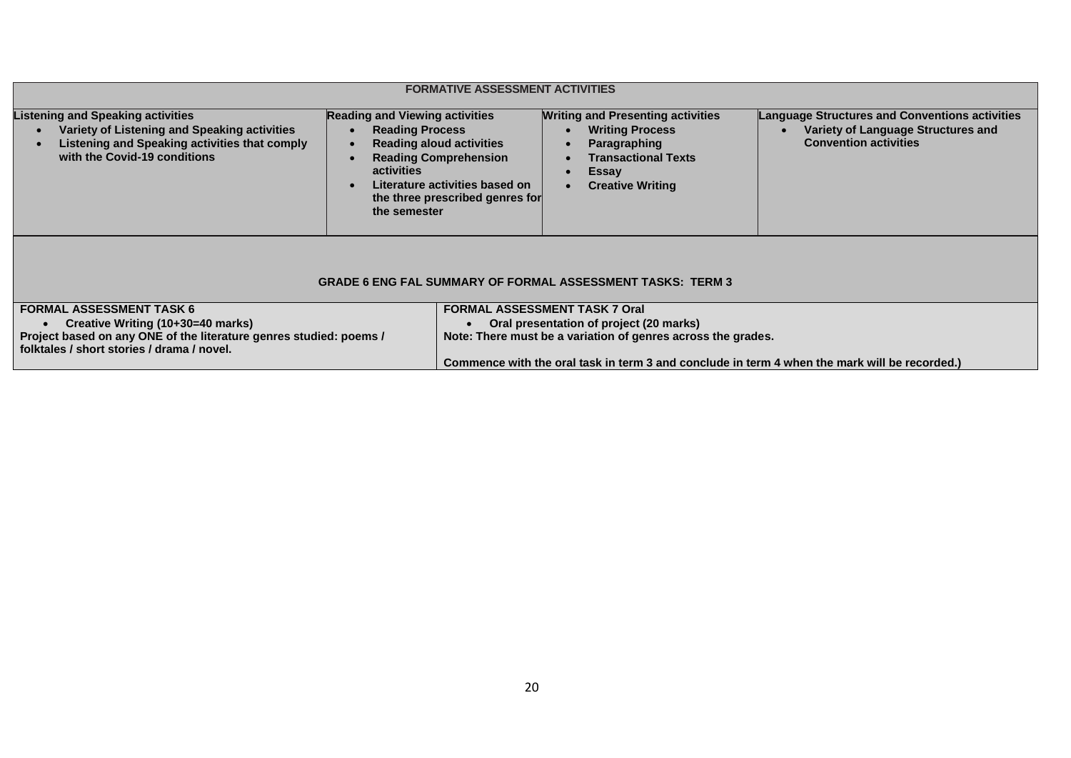| FORMATIVE ASSESSMENT ACTIVITIES | | | |
|---|---|---|---|
| **Listening and Speaking activities**<br>• Variety of Listening and Speaking activities<br>• Listening and Speaking activities that comply with the Covid-19 conditions | **Reading and Viewing activities**<br>• Reading Process<br>• Reading aloud activities<br>• Reading Comprehension activities<br>• Literature activities based on the three prescribed genres for the semester | **Writing and Presenting activities**<br>• Writing Process<br>• Paragraphing<br>• Transactional Texts<br>• Essay<br>• Creative Writing | **Language Structures and Conventions activities**<br>• Variety of Language Structures and Convention activities |

| GRADE 6 ENG FAL SUMMARY OF FORMAL ASSESSMENT TASKS: TERM 3 | |
|---|---|
| **FORMAL ASSESSMENT TASK 6**<br>• Creative Writing (10+30=40 marks)<br>**Project based on any ONE of the literature genres studied: poems / folktales / short stories / drama / novel.** | **FORMAL ASSESSMENT TASK 7 Oral**<br>• Oral presentation of project (20 marks)<br>**Note: There must be a variation of genres across the grades.**<br><br>**Commence with the oral task in term 3 and conclude in term 4 when the mark will be recorded.)** |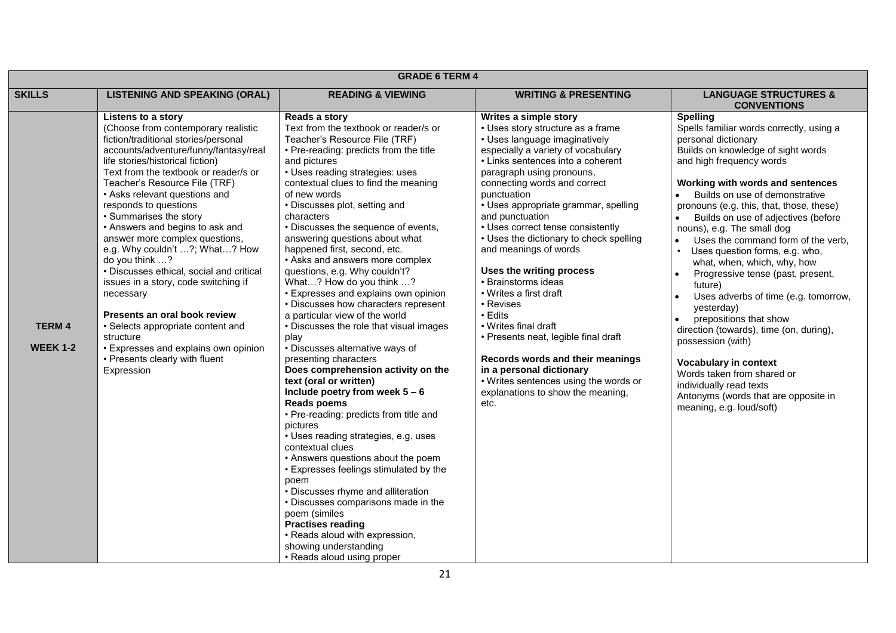| GRADE 6 TERM 4 | | | | |
|---|---|---|---|---|
| **SKILLS** | **LISTENING AND SPEAKING (ORAL)** | **READING & VIEWING** | **WRITING & PRESENTING** | **LANGUAGE STRUCTURES & CONVENTIONS** |
| **TERM 4**<br><br>**WEEK 1-2** | **Listens to a story**<br>(Choose from contemporary realistic fiction/traditional stories/personal accounts/adventure/funny/fantasy/real life stories/historical fiction)<br>Text from the textbook or reader/s or Teacher's Resource File (TRF)<br>• Asks relevant questions and responds to questions<br>• Summarises the story<br>• Answers and begins to ask and answer more complex questions, e.g. Why couldn't …?; What…? How do you think …?<br>• Discusses ethical, social and critical issues in a story, code switching if necessary<br><br>**Presents an oral book review**<br>• Selects appropriate content and structure<br>• Expresses and explains own opinion<br>• Presents clearly with fluent Expression | **Reads a story**<br>Text from the textbook or reader/s or Teacher's Resource File (TRF)<br>• Pre-reading: predicts from the title and pictures<br>• Uses reading strategies: uses contextual clues to find the meaning of new words<br>• Discusses plot, setting and characters<br>• Discusses the sequence of events, answering questions about what happened first, second, etc.<br>• Asks and answers more complex questions, e.g. Why couldn't? What…? How do you think …?<br>• Expresses and explains own opinion<br>• Discusses how characters represent a particular view of the world<br>• Discusses the role that visual images play<br>• Discusses alternative ways of presenting characters<br>**Does comprehension activity on the text (oral or written)**<br>**Include poetry from week 5 – 6**<br>**Reads poems**<br>• Pre-reading: predicts from title and pictures<br>• Uses reading strategies, e.g. uses contextual clues<br>• Answers questions about the poem<br>• Expresses feelings stimulated by the poem<br>• Discusses rhyme and alliteration<br>• Discusses comparisons made in the poem (similes<br>**Practises reading**<br>• Reads aloud with expression, showing understanding<br>• Reads aloud using proper | **Writes a simple story**<br>• Uses story structure as a frame<br>• Uses language imaginatively especially a variety of vocabulary<br>• Links sentences into a coherent paragraph using pronouns, connecting words and correct punctuation<br>• Uses appropriate grammar, spelling and punctuation<br>• Uses correct tense consistently<br>• Uses the dictionary to check spelling and meanings of words<br><br>**Uses the writing process**<br>• Brainstorms ideas<br>• Writes a first draft<br>• Revises<br>• Edits<br>• Writes final draft<br>• Presents neat, legible final draft<br><br>**Records words and their meanings in a personal dictionary**<br>• Writes sentences using the words or explanations to show the meaning, etc. | **Spelling**<br>Spells familiar words correctly, using a personal dictionary<br>Builds on knowledge of sight words and high frequency words<br><br>**Working with words and sentences**<br>• Builds on use of demonstrative pronouns (e.g. this, that, those, these)<br>• Builds on use of adjectives (before nouns), e.g. The small dog<br>• Uses the command form of the verb,<br>• Uses question forms, e.g. who, what, when, which, why, how<br>• Progressive tense (past, present, future)<br>• Uses adverbs of time (e.g. tomorrow, yesterday)<br>• prepositions that show direction (towards), time (on, during), possession (with)<br><br>**Vocabulary in context**<br>Words taken from shared or individually read texts<br>Antonyms (words that are opposite in meaning, e.g. loud/soft) |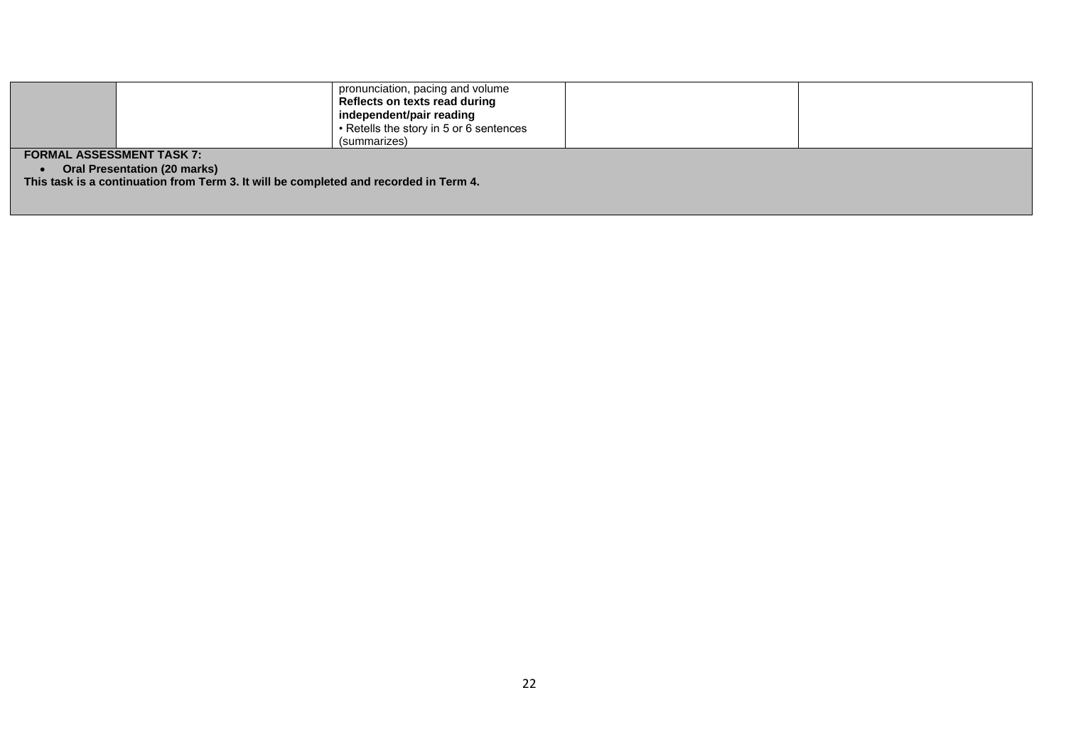|  |  | pronunciation, pacing and volume<br>**Reflects on texts read during independent/pair reading**<br>• Retells the story in 5 or 6 sentences (summarizes) |  |  |
|---|---|---|---|---|

**FORMAL ASSESSMENT TASK 7:**

- **Oral Presentation (20 marks)**

**This task is a continuation from Term 3. It will be completed and recorded in Term 4.**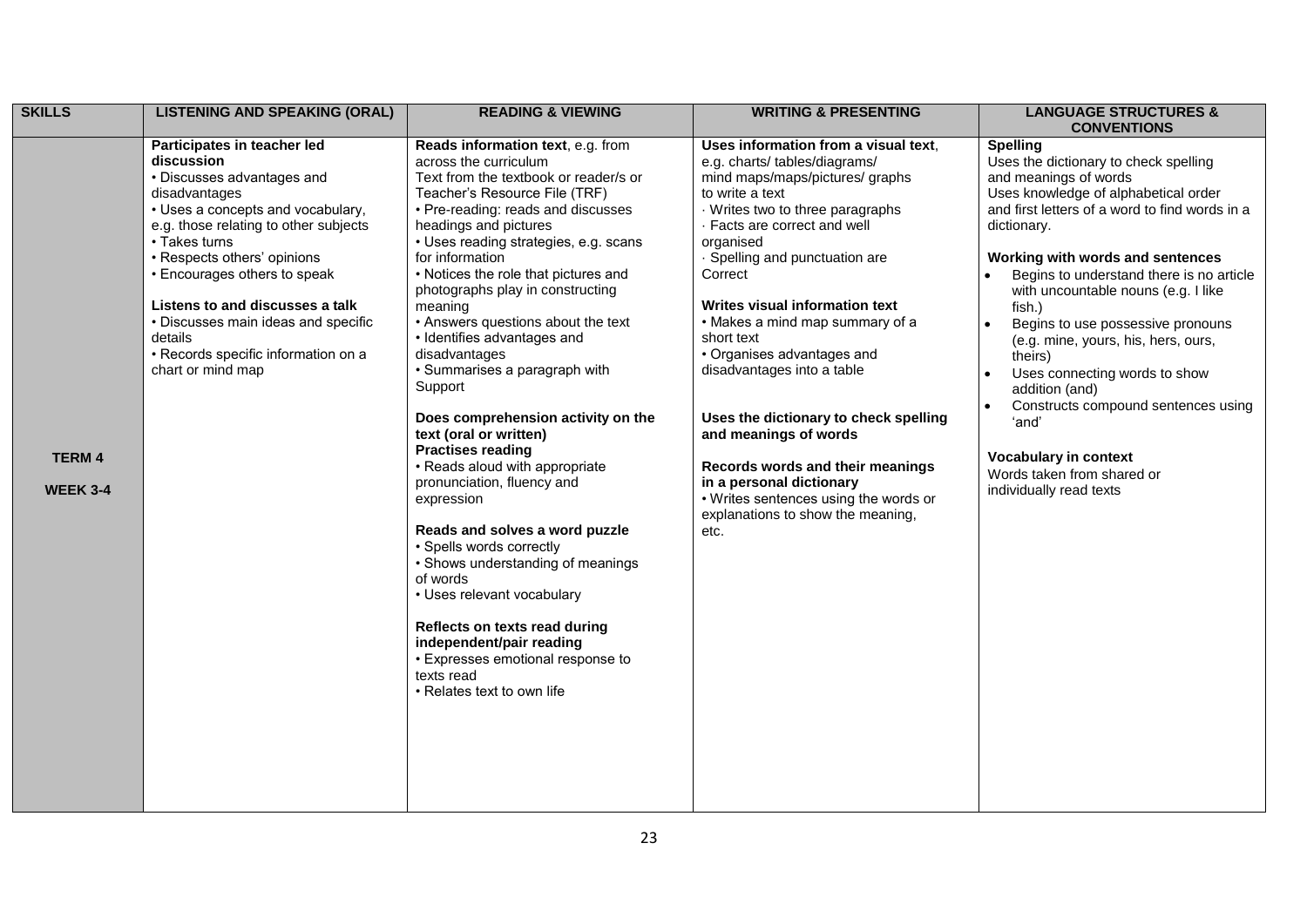| SKILLS | LISTENING AND SPEAKING (ORAL) | READING & VIEWING | WRITING & PRESENTING | LANGUAGE STRUCTURES & CONVENTIONS |
|---|---|---|---|---|
| **TERM 4**<br><br>**WEEK 3-4** | **Participates in teacher led discussion**<br>• Discusses advantages and disadvantages<br>• Uses a concepts and vocabulary, e.g. those relating to other subjects<br>• Takes turns<br>• Respects others' opinions<br>• Encourages others to speak<br><br>**Listens to and discusses a talk**<br>• Discusses main ideas and specific details<br>• Records specific information on a chart or mind map | **Reads information text**, e.g. from across the curriculum<br>Text from the textbook or reader/s or Teacher's Resource File (TRF)<br>• Pre-reading: reads and discusses headings and pictures<br>• Uses reading strategies, e.g. scans for information<br>• Notices the role that pictures and photographs play in constructing meaning<br>• Answers questions about the text<br>• Identifies advantages and disadvantages<br>• Summarises a paragraph with Support<br><br>**Does comprehension activity on the text (oral or written)**<br>**Practises reading**<br>• Reads aloud with appropriate pronunciation, fluency and expression<br><br>**Reads and solves a word puzzle**<br>• Spells words correctly<br>• Shows understanding of meanings of words<br>• Uses relevant vocabulary<br><br>**Reflects on texts read during independent/pair reading**<br>• Expresses emotional response to texts read<br>• Relates text to own life | **Uses information from a visual text**, e.g. charts/ tables/diagrams/ mind maps/maps/pictures/ graphs to write a text<br>· Writes two to three paragraphs<br>· Facts are correct and well organised<br>· Spelling and punctuation are Correct<br><br>**Writes visual information text**<br>• Makes a mind map summary of a short text<br>• Organises advantages and disadvantages into a table<br><br>**Uses the dictionary to check spelling and meanings of words**<br><br>**Records words and their meanings in a personal dictionary**<br>• Writes sentences using the words or explanations to show the meaning, etc. | **Spelling**<br>Uses the dictionary to check spelling and meanings of words<br>Uses knowledge of alphabetical order and first letters of a word to find words in a dictionary.<br><br>**Working with words and sentences**<br>• Begins to understand there is no article with uncountable nouns (e.g. I like fish.)<br>• Begins to use possessive pronouns (e.g. mine, yours, his, hers, ours, theirs)<br>• Uses connecting words to show addition (and)<br>• Constructs compound sentences using 'and'<br><br>**Vocabulary in context**<br>Words taken from shared or individually read texts |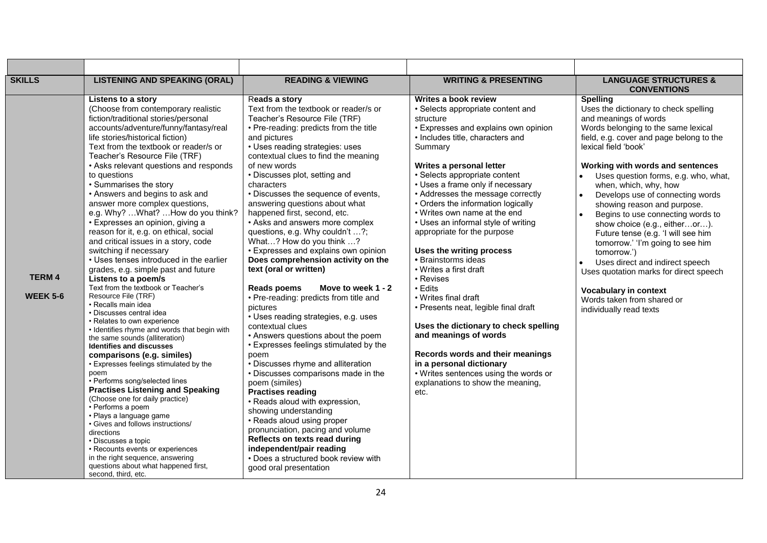| | | | | |
|---|---|---|---|---|
| **SKILLS** | **LISTENING AND SPEAKING (ORAL)** | **READING & VIEWING** | **WRITING & PRESENTING** | **LANGUAGE STRUCTURES & CONVENTIONS** |
| **TERM 4**<br><br>**WEEK 5-6** | **Listens to a story**<br>(Choose from contemporary realistic fiction/traditional stories/personal accounts/adventure/funny/fantasy/real life stories/historical fiction)<br>Text from the textbook or reader/s or Teacher's Resource File (TRF)<br>• Asks relevant questions and responds to questions<br>• Summarises the story<br>• Answers and begins to ask and answer more complex questions, e.g. Why? …What? …How do you think?<br>• Expresses an opinion, giving a reason for it, e.g. on ethical, social and critical issues in a story, code switching if necessary<br>• Uses tenses introduced in the earlier grades, e.g. simple past and future<br>**Listens to a poem/s**<br>Text from the textbook or Teacher's Resource File (TRF)<br>• Recalls main idea<br>• Discusses central idea<br>• Relates to own experience<br>• Identifies rhyme and words that begin with the same sounds (alliteration)<br>**Identifies and discusses comparisons (e.g. similes)**<br>• Expresses feelings stimulated by the poem<br>• Performs song/selected lines<br>**Practises Listening and Speaking**<br>(Choose one for daily practice)<br>• Performs a poem<br>• Plays a language game<br>• Gives and follows instructions/ directions<br>• Discusses a topic<br>• Recounts events or experiences in the right sequence, answering questions about what happened first, second, third, etc. | **Reads a story**<br>Text from the textbook or reader/s or Teacher's Resource File (TRF)<br>• Pre-reading: predicts from the title and pictures<br>• Uses reading strategies: uses contextual clues to find the meaning of new words<br>• Discusses plot, setting and characters<br>• Discusses the sequence of events, answering questions about what happened first, second, etc.<br>• Asks and answers more complex questions, e.g. Why couldn't …?; What…? How do you think …?<br>• Expresses and explains own opinion<br>**Does comprehension activity on the text (oral or written)**<br><br>**Reads poems Move to week 1 - 2**<br>• Pre-reading: predicts from title and pictures<br>• Uses reading strategies, e.g. uses contextual clues<br>• Answers questions about the poem<br>• Expresses feelings stimulated by the poem<br>• Discusses rhyme and alliteration<br>• Discusses comparisons made in the poem (similes)<br>**Practises reading**<br>• Reads aloud with expression, showing understanding<br>• Reads aloud using proper pronunciation, pacing and volume<br>**Reflects on texts read during independent/pair reading**<br>• Does a structured book review with good oral presentation | **Writes a book review**<br>• Selects appropriate content and structure<br>• Expresses and explains own opinion<br>• Includes title, characters and Summary<br><br>**Writes a personal letter**<br>• Selects appropriate content<br>• Uses a frame only if necessary<br>• Addresses the message correctly<br>• Orders the information logically<br>• Writes own name at the end<br>• Uses an informal style of writing appropriate for the purpose<br><br>**Uses the writing process**<br>• Brainstorms ideas<br>• Writes a first draft<br>• Revises<br>• Edits<br>• Writes final draft<br>• Presents neat, legible final draft<br><br>**Uses the dictionary to check spelling and meanings of words**<br><br>**Records words and their meanings in a personal dictionary**<br>• Writes sentences using the words or explanations to show the meaning, etc. | **Spelling**<br>Uses the dictionary to check spelling and meanings of words<br>Words belonging to the same lexical field, e.g. cover and page belong to the lexical field 'book'<br><br>**Working with words and sentences**<br>• Uses question forms, e.g. who, what, when, which, why, how<br>• Develops use of connecting words showing reason and purpose.<br>• Begins to use connecting words to show choice (e.g., either…or…). Future tense (e.g. 'I will see him tomorrow.' 'I'm going to see him tomorrow.')<br>• Uses direct and indirect speech<br>Uses quotation marks for direct speech<br><br>**Vocabulary in context**<br>Words taken from shared or individually read texts |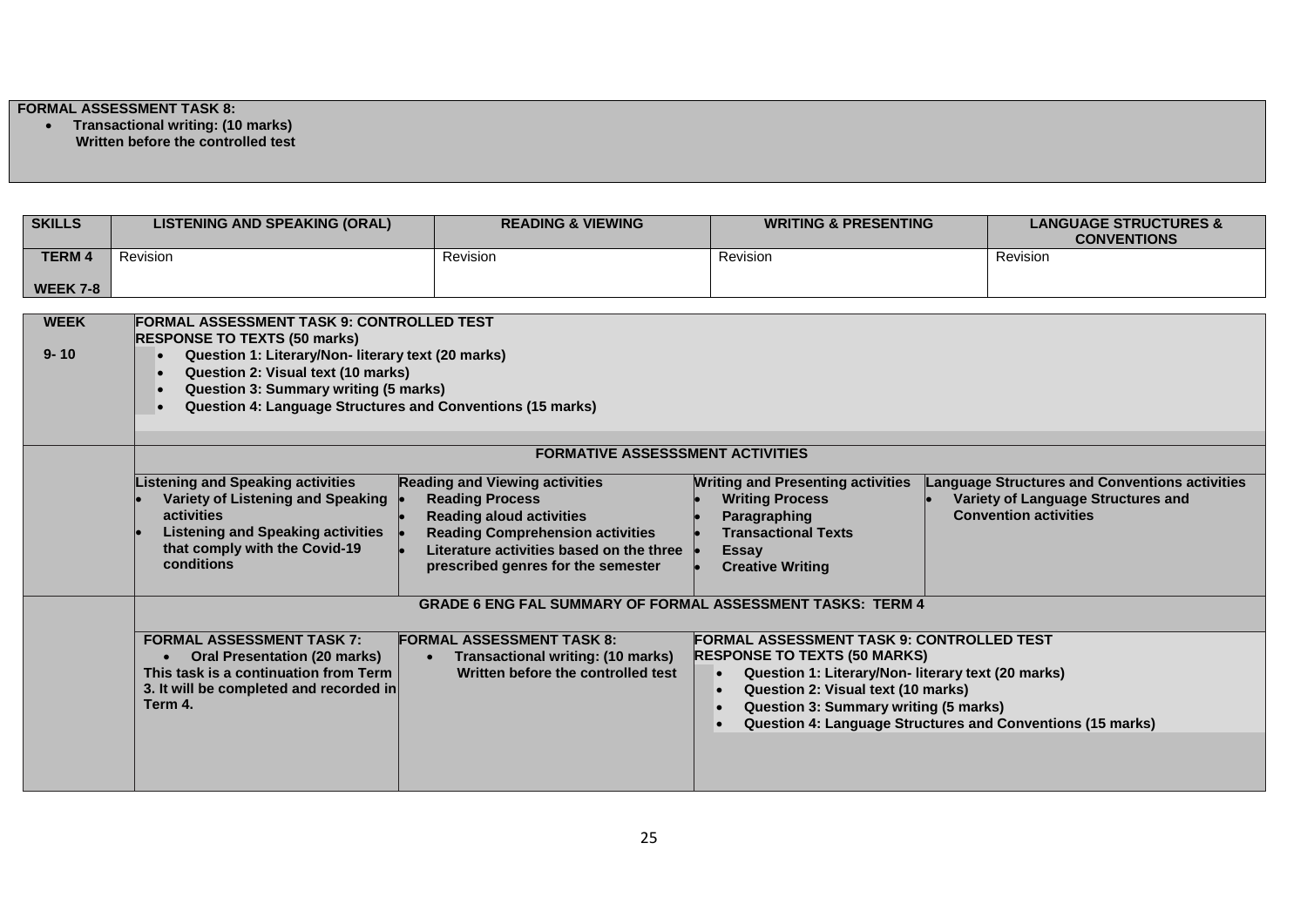**FORMAL ASSESSMENT TASK 8:**

- **Transactional writing: (10 marks)**
  **Written before the controlled test**

| SKILLS | LISTENING AND SPEAKING (ORAL) | READING & VIEWING | WRITING & PRESENTING | LANGUAGE STRUCTURES & CONVENTIONS |
|---|---|---|---|---|
| **TERM 4**<br><br>**WEEK 7-8** | Revision | Revision | Revision | Revision |

| | | | | |
|---|---|---|---|---|
| **WEEK**<br><br>**9- 10** | **FORMAL ASSESSMENT TASK 9: CONTROLLED TEST**<br>**RESPONSE TO TEXTS (50 marks)**<br>• **Question 1: Literary/Non- literary text (20 marks)**<br>• **Question 2: Visual text (10 marks)**<br>• **Question 3: Summary writing (5 marks)**<br>• **Question 4: Language Structures and Conventions (15 marks)** | | | |
| | **FORMATIVE ASSESSSMENT ACTIVITIES** | | | |
| | **Listening and Speaking activities**<br>• **Variety of Listening and Speaking activities**<br>• **Listening and Speaking activities that comply with the Covid-19 conditions** | **Reading and Viewing activities**<br>• **Reading Process**<br>• **Reading aloud activities**<br>• **Reading Comprehension activities**<br>• **Literature activities based on the three prescribed genres for the semester** | **Writing and Presenting activities**<br>• **Writing Process**<br>• **Paragraphing**<br>• **Transactional Texts**<br>• **Essay**<br>• **Creative Writing** | **Language Structures and Conventions activities**<br>• **Variety of Language Structures and Convention activities** |
| | **GRADE 6 ENG FAL SUMMARY OF FORMAL ASSESSMENT TASKS: TERM 4** | | | |
| | **FORMAL ASSESSMENT TASK 7:**<br>• **Oral Presentation (20 marks)**<br>**This task is a continuation from Term 3. It will be completed and recorded in Term 4.** | **FORMAL ASSESSMENT TASK 8:**<br>• **Transactional writing: (10 marks)**<br>**Written before the controlled test** | **FORMAL ASSESSMENT TASK 9: CONTROLLED TEST**<br>**RESPONSE TO TEXTS (50 MARKS)**<br>• **Question 1: Literary/Non- literary text (20 marks)**<br>• **Question 2: Visual text (10 marks)**<br>• **Question 3: Summary writing (5 marks)**<br>• **Question 4: Language Structures and Conventions (15 marks)** | |